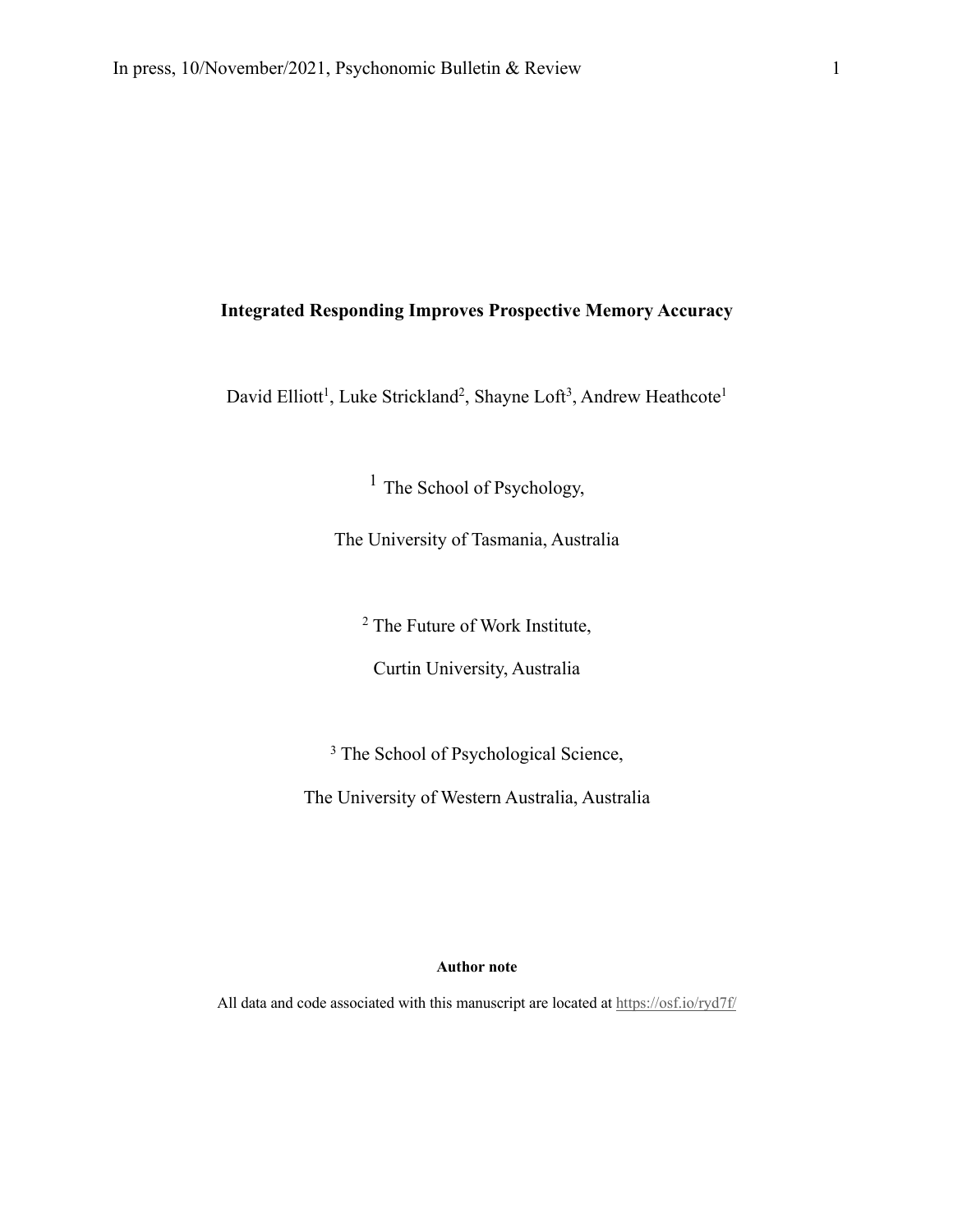# Integrated Responding Improves Prospective Memory Accuracy

David Elliott[1], Luke Strickland[2], Shayne Loft[3], Andrew Heathcote[1]

[1] The School of Psychology,

The University of Tasmania, Australia

[2] The Future of Work Institute,

Curtin University, Australia

[3] The School of Psychological Science,

The University of Western Australia, Australia

**Author note**

All data and code associated with this manuscript are located at https://osf.io/ryd7f/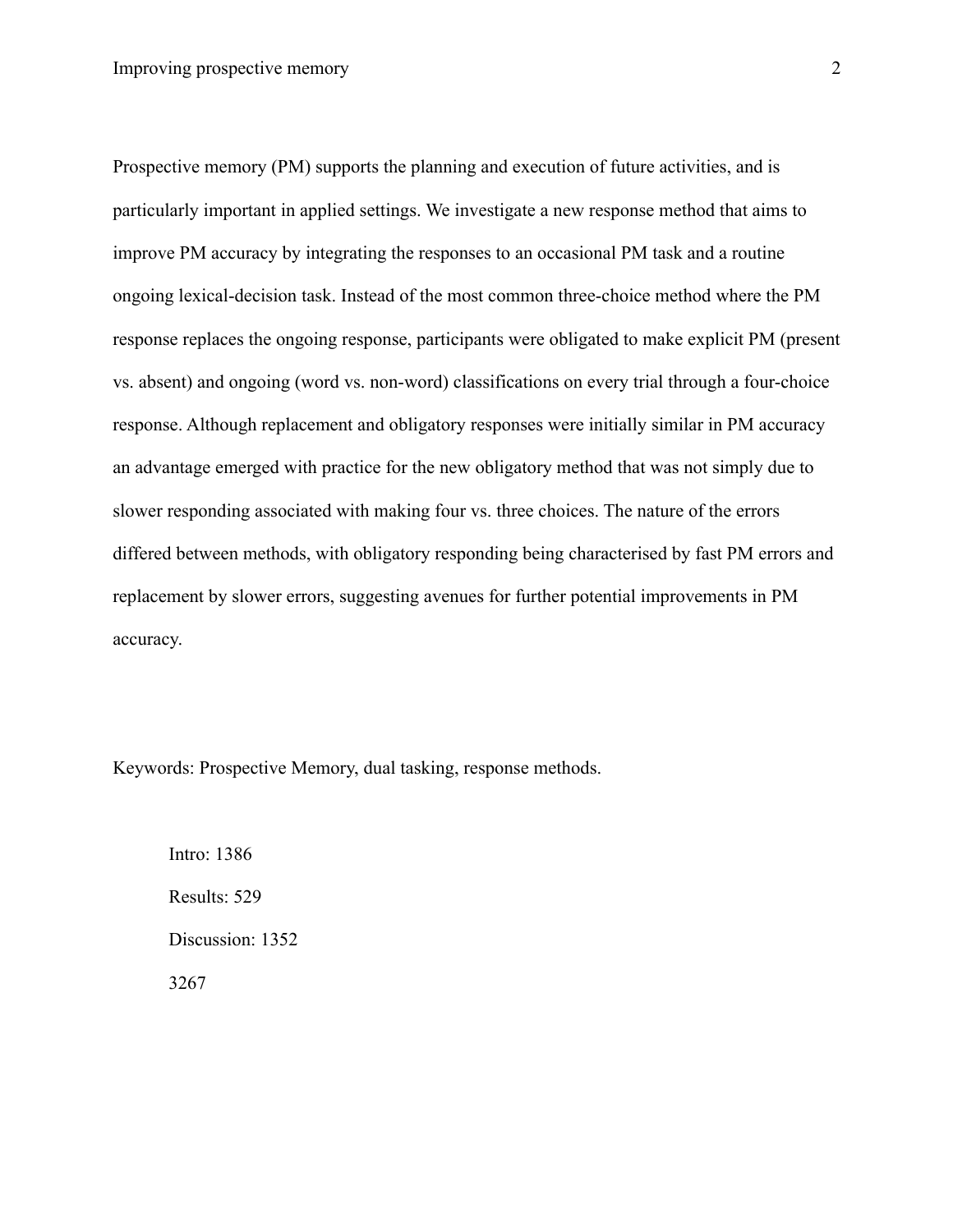Prospective memory (PM) supports the planning and execution of future activities, and is particularly important in applied settings. We investigate a new response method that aims to improve PM accuracy by integrating the responses to an occasional PM task and a routine ongoing lexical-decision task. Instead of the most common three-choice method where the PM response replaces the ongoing response, participants were obligated to make explicit PM (present vs. absent) and ongoing (word vs. non-word) classifications on every trial through a four-choice response. Although replacement and obligatory responses were initially similar in PM accuracy an advantage emerged with practice for the new obligatory method that was not simply due to slower responding associated with making four vs. three choices. The nature of the errors differed between methods, with obligatory responding being characterised by fast PM errors and replacement by slower errors, suggesting avenues for further potential improvements in PM accuracy.

Keywords: Prospective Memory, dual tasking, response methods.

Intro: 1386

Results: 529

Discussion: 1352

3267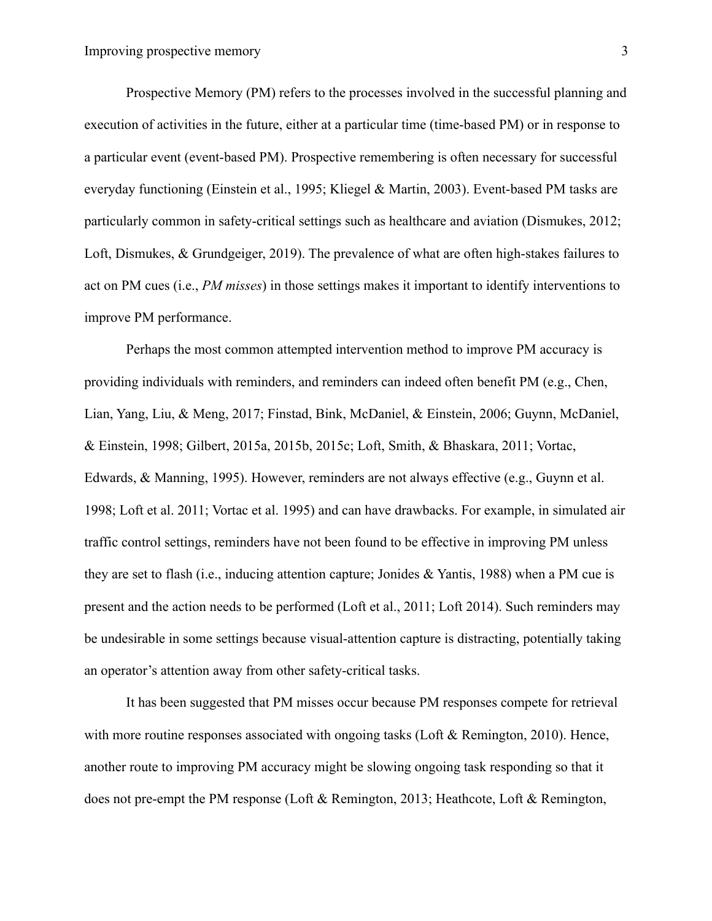Prospective Memory (PM) refers to the processes involved in the successful planning and execution of activities in the future, either at a particular time (time-based PM) or in response to a particular event (event-based PM). Prospective remembering is often necessary for successful everyday functioning (Einstein et al., 1995; Kliegel & Martin, 2003). Event-based PM tasks are particularly common in safety-critical settings such as healthcare and aviation (Dismukes, 2012; Loft, Dismukes, & Grundgeiger, 2019). The prevalence of what are often high-stakes failures to act on PM cues (i.e., *PM misses*) in those settings makes it important to identify interventions to improve PM performance.

Perhaps the most common attempted intervention method to improve PM accuracy is providing individuals with reminders, and reminders can indeed often benefit PM (e.g., Chen, Lian, Yang, Liu, & Meng, 2017; Finstad, Bink, McDaniel, & Einstein, 2006; Guynn, McDaniel, & Einstein, 1998; Gilbert, 2015a, 2015b, 2015c; Loft, Smith, & Bhaskara, 2011; Vortac, Edwards, & Manning, 1995). However, reminders are not always effective (e.g., Guynn et al. 1998; Loft et al. 2011; Vortac et al. 1995) and can have drawbacks. For example, in simulated air traffic control settings, reminders have not been found to be effective in improving PM unless they are set to flash (i.e., inducing attention capture; Jonides & Yantis, 1988) when a PM cue is present and the action needs to be performed (Loft et al., 2011; Loft 2014). Such reminders may be undesirable in some settings because visual-attention capture is distracting, potentially taking an operator's attention away from other safety-critical tasks.

It has been suggested that PM misses occur because PM responses compete for retrieval with more routine responses associated with ongoing tasks (Loft & Remington, 2010). Hence, another route to improving PM accuracy might be slowing ongoing task responding so that it does not pre-empt the PM response (Loft & Remington, 2013; Heathcote, Loft & Remington,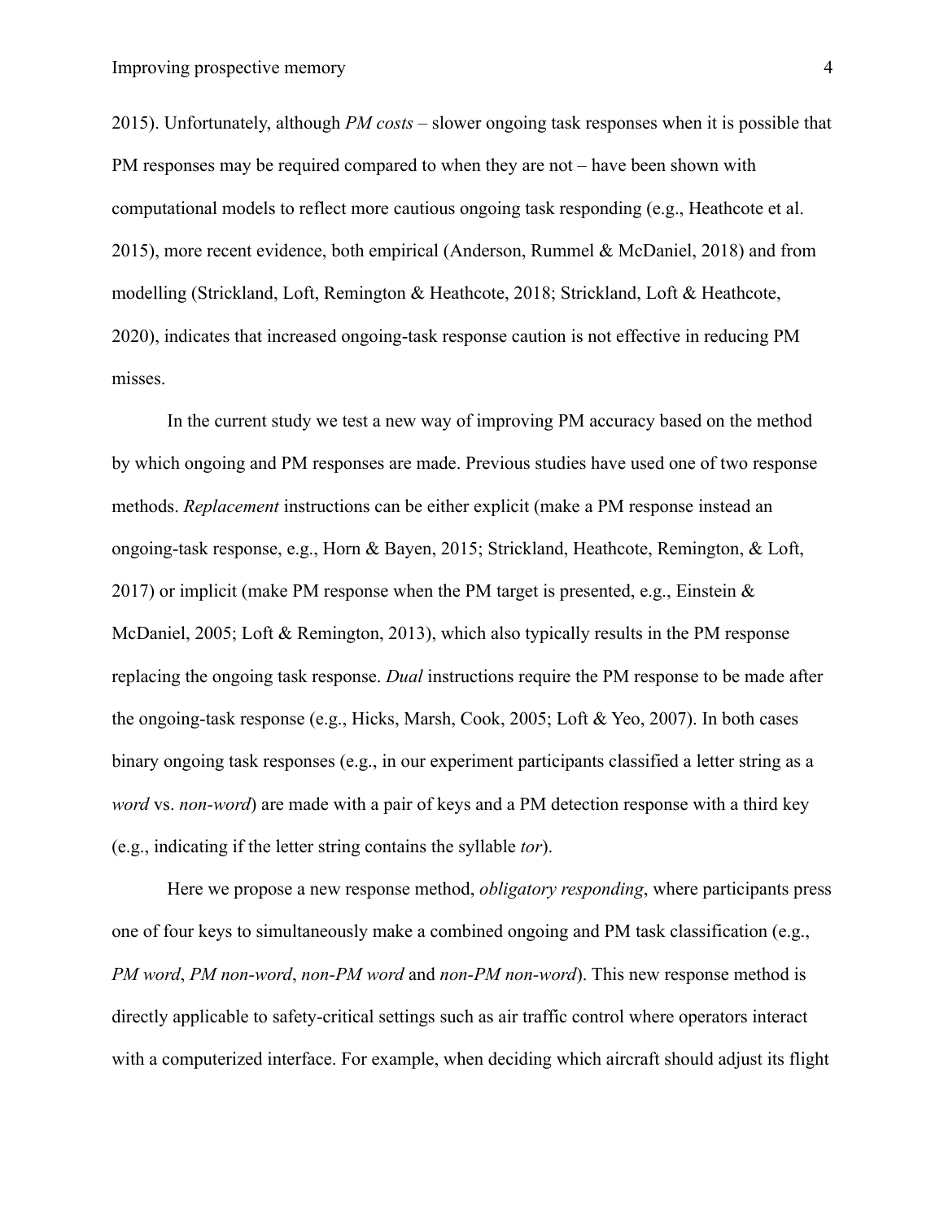2015). Unfortunately, although *PM costs* – slower ongoing task responses when it is possible that PM responses may be required compared to when they are not – have been shown with computational models to reflect more cautious ongoing task responding (e.g., Heathcote et al. 2015), more recent evidence, both empirical (Anderson, Rummel & McDaniel, 2018) and from modelling (Strickland, Loft, Remington & Heathcote, 2018; Strickland, Loft & Heathcote, 2020), indicates that increased ongoing-task response caution is not effective in reducing PM misses.

In the current study we test a new way of improving PM accuracy based on the method by which ongoing and PM responses are made. Previous studies have used one of two response methods. *Replacement* instructions can be either explicit (make a PM response instead an ongoing-task response, e.g., Horn & Bayen, 2015; Strickland, Heathcote, Remington, & Loft, 2017) or implicit (make PM response when the PM target is presented, e.g., Einstein & McDaniel, 2005; Loft & Remington, 2013), which also typically results in the PM response replacing the ongoing task response. *Dual* instructions require the PM response to be made after the ongoing-task response (e.g., Hicks, Marsh, Cook, 2005; Loft & Yeo, 2007). In both cases binary ongoing task responses (e.g., in our experiment participants classified a letter string as a *word* vs. *non-word*) are made with a pair of keys and a PM detection response with a third key (e.g., indicating if the letter string contains the syllable *tor*).

Here we propose a new response method, *obligatory responding*, where participants press one of four keys to simultaneously make a combined ongoing and PM task classification (e.g., *PM word*, *PM non-word*, *non-PM word* and *non-PM non-word*). This new response method is directly applicable to safety-critical settings such as air traffic control where operators interact with a computerized interface. For example, when deciding which aircraft should adjust its flight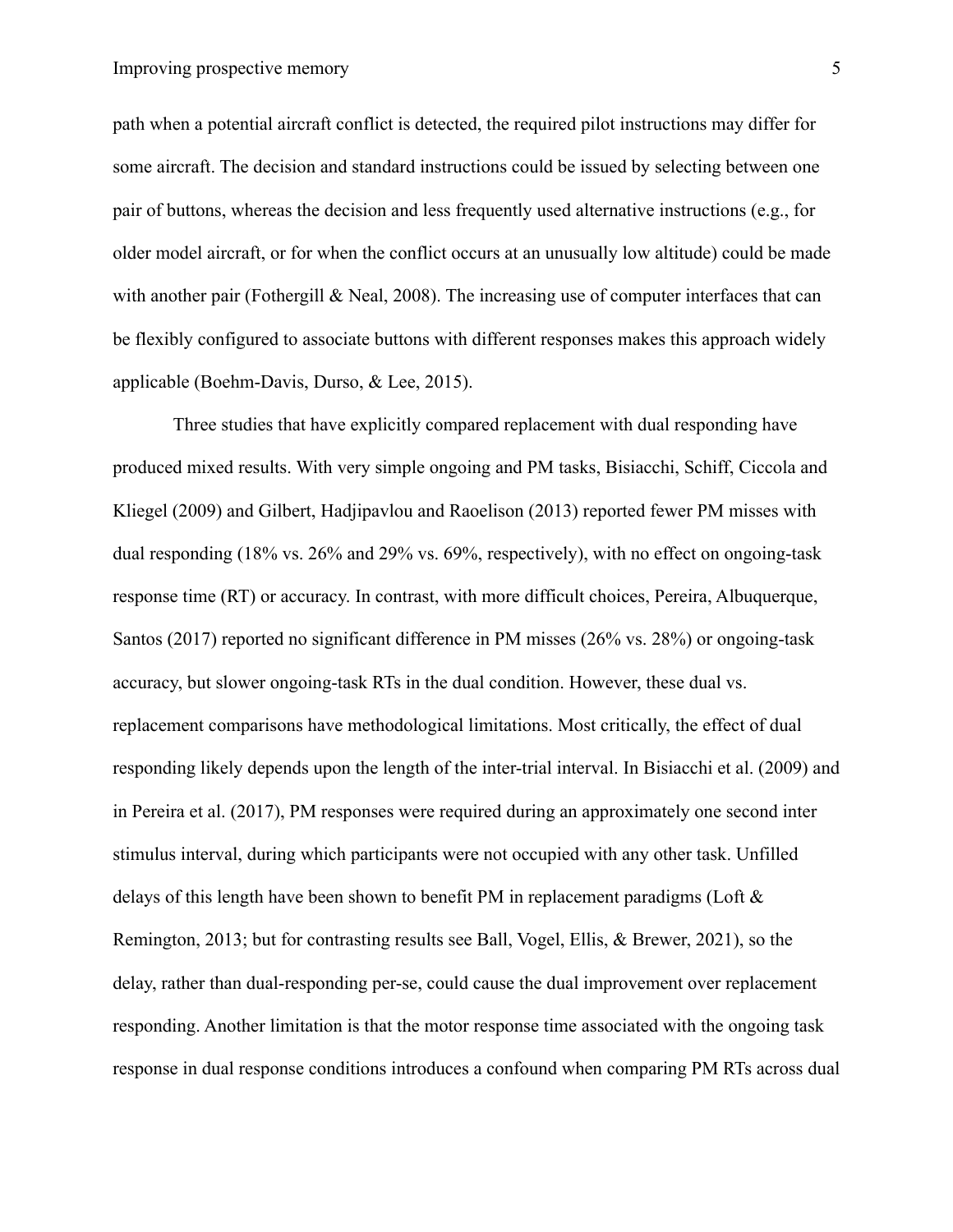path when a potential aircraft conflict is detected, the required pilot instructions may differ for some aircraft. The decision and standard instructions could be issued by selecting between one pair of buttons, whereas the decision and less frequently used alternative instructions (e.g., for older model aircraft, or for when the conflict occurs at an unusually low altitude) could be made with another pair (Fothergill & Neal, 2008). The increasing use of computer interfaces that can be flexibly configured to associate buttons with different responses makes this approach widely applicable (Boehm-Davis, Durso, & Lee, 2015).

Three studies that have explicitly compared replacement with dual responding have produced mixed results. With very simple ongoing and PM tasks, Bisiacchi, Schiff, Ciccola and Kliegel (2009) and Gilbert, Hadjipavlou and Raoelison (2013) reported fewer PM misses with dual responding (18% vs. 26% and 29% vs. 69%, respectively), with no effect on ongoing-task response time (RT) or accuracy. In contrast, with more difficult choices, Pereira, Albuquerque, Santos (2017) reported no significant difference in PM misses (26% vs. 28%) or ongoing-task accuracy, but slower ongoing-task RTs in the dual condition. However, these dual vs. replacement comparisons have methodological limitations. Most critically, the effect of dual responding likely depends upon the length of the inter-trial interval. In Bisiacchi et al. (2009) and in Pereira et al. (2017), PM responses were required during an approximately one second inter stimulus interval, during which participants were not occupied with any other task. Unfilled delays of this length have been shown to benefit PM in replacement paradigms (Loft & Remington, 2013; but for contrasting results see Ball, Vogel, Ellis, & Brewer, 2021), so the delay, rather than dual-responding per-se, could cause the dual improvement over replacement responding. Another limitation is that the motor response time associated with the ongoing task response in dual response conditions introduces a confound when comparing PM RTs across dual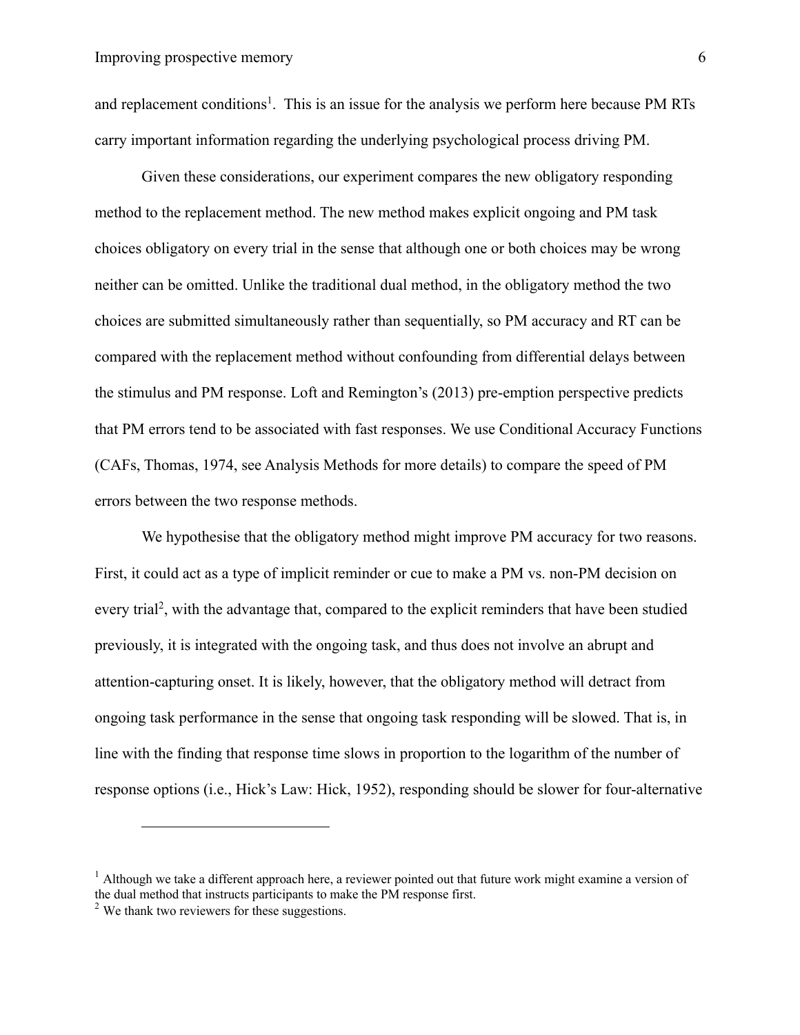and replacement conditions[1]. This is an issue for the analysis we perform here because PM RTs carry important information regarding the underlying psychological process driving PM.

Given these considerations, our experiment compares the new obligatory responding method to the replacement method. The new method makes explicit ongoing and PM task choices obligatory on every trial in the sense that although one or both choices may be wrong neither can be omitted. Unlike the traditional dual method, in the obligatory method the two choices are submitted simultaneously rather than sequentially, so PM accuracy and RT can be compared with the replacement method without confounding from differential delays between the stimulus and PM response. Loft and Remington's (2013) pre-emption perspective predicts that PM errors tend to be associated with fast responses. We use Conditional Accuracy Functions (CAFs, Thomas, 1974, see Analysis Methods for more details) to compare the speed of PM errors between the two response methods.

We hypothesise that the obligatory method might improve PM accuracy for two reasons. First, it could act as a type of implicit reminder or cue to make a PM vs. non-PM decision on every trial[2], with the advantage that, compared to the explicit reminders that have been studied previously, it is integrated with the ongoing task, and thus does not involve an abrupt and attention-capturing onset. It is likely, however, that the obligatory method will detract from ongoing task performance in the sense that ongoing task responding will be slowed. That is, in line with the finding that response time slows in proportion to the logarithm of the number of response options (i.e., Hick's Law: Hick, 1952), responding should be slower for four-alternative

---

[1] Although we take a different approach here, a reviewer pointed out that future work might examine a version of the dual method that instructs participants to make the PM response first.

[2] We thank two reviewers for these suggestions.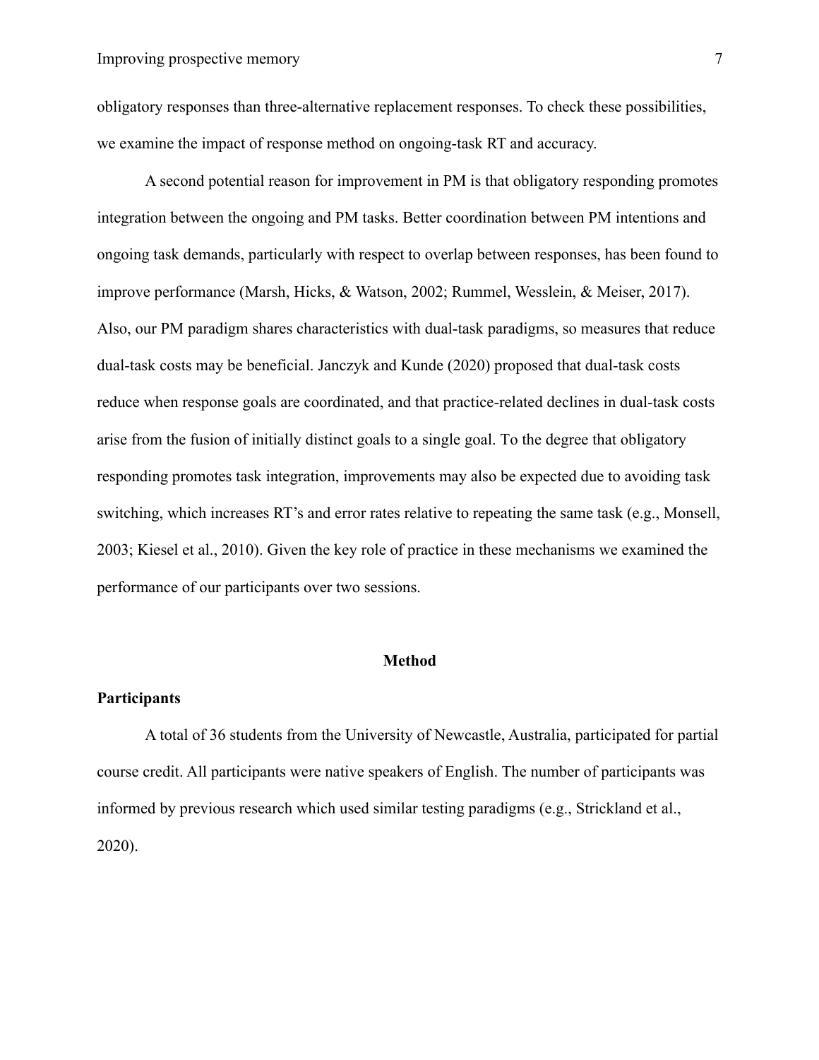obligatory responses than three-alternative replacement responses. To check these possibilities, we examine the impact of response method on ongoing-task RT and accuracy.

A second potential reason for improvement in PM is that obligatory responding promotes integration between the ongoing and PM tasks. Better coordination between PM intentions and ongoing task demands, particularly with respect to overlap between responses, has been found to improve performance (Marsh, Hicks, & Watson, 2002; Rummel, Wesslein, & Meiser, 2017). Also, our PM paradigm shares characteristics with dual-task paradigms, so measures that reduce dual-task costs may be beneficial. Janczyk and Kunde (2020) proposed that dual-task costs reduce when response goals are coordinated, and that practice-related declines in dual-task costs arise from the fusion of initially distinct goals to a single goal. To the degree that obligatory responding promotes task integration, improvements may also be expected due to avoiding task switching, which increases RT's and error rates relative to repeating the same task (e.g., Monsell, 2003; Kiesel et al., 2010). Given the key role of practice in these mechanisms we examined the performance of our participants over two sessions.

## Method

### Participants

A total of 36 students from the University of Newcastle, Australia, participated for partial course credit. All participants were native speakers of English. The number of participants was informed by previous research which used similar testing paradigms (e.g., Strickland et al., 2020).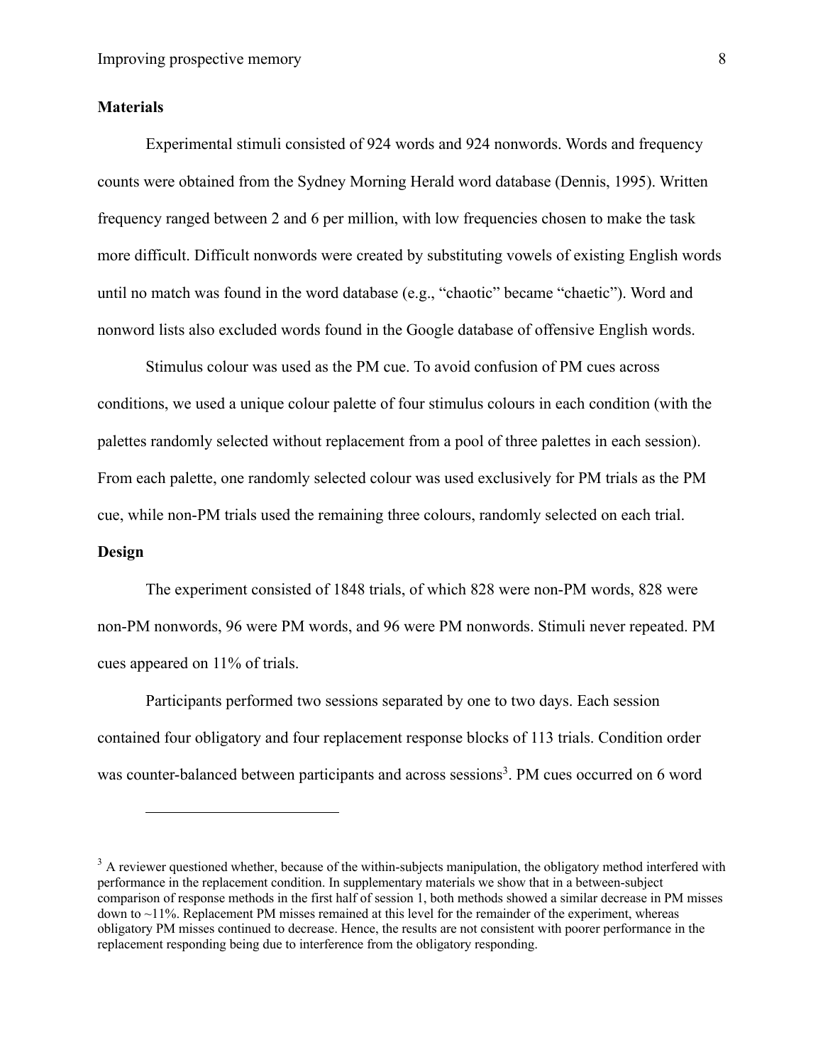**Materials**

Experimental stimuli consisted of 924 words and 924 nonwords. Words and frequency counts were obtained from the Sydney Morning Herald word database (Dennis, 1995). Written frequency ranged between 2 and 6 per million, with low frequencies chosen to make the task more difficult. Difficult nonwords were created by substituting vowels of existing English words until no match was found in the word database (e.g., "chaotic" became "chaetic"). Word and nonword lists also excluded words found in the Google database of offensive English words.

Stimulus colour was used as the PM cue. To avoid confusion of PM cues across conditions, we used a unique colour palette of four stimulus colours in each condition (with the palettes randomly selected without replacement from a pool of three palettes in each session). From each palette, one randomly selected colour was used exclusively for PM trials as the PM cue, while non-PM trials used the remaining three colours, randomly selected on each trial.

**Design**

The experiment consisted of 1848 trials, of which 828 were non-PM words, 828 were non-PM nonwords, 96 were PM words, and 96 were PM nonwords. Stimuli never repeated. PM cues appeared on 11% of trials.

Participants performed two sessions separated by one to two days. Each session contained four obligatory and four replacement response blocks of 113 trials. Condition order was counter-balanced between participants and across sessions[3]. PM cues occurred on 6 word

[3] A reviewer questioned whether, because of the within-subjects manipulation, the obligatory method interfered with performance in the replacement condition. In supplementary materials we show that in a between-subject comparison of response methods in the first half of session 1, both methods showed a similar decrease in PM misses down to ~11%. Replacement PM misses remained at this level for the remainder of the experiment, whereas obligatory PM misses continued to decrease. Hence, the results are not consistent with poorer performance in the replacement responding being due to interference from the obligatory responding.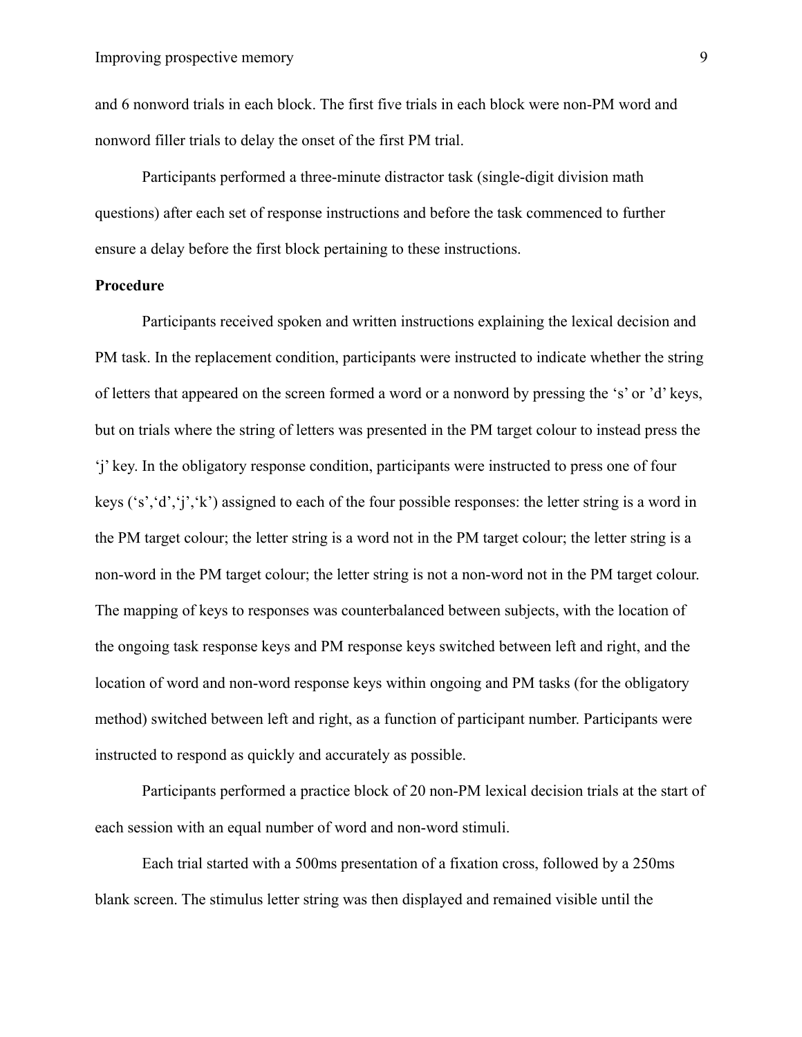and 6 nonword trials in each block. The first five trials in each block were non-PM word and nonword filler trials to delay the onset of the first PM trial.

Participants performed a three-minute distractor task (single-digit division math questions) after each set of response instructions and before the task commenced to further ensure a delay before the first block pertaining to these instructions.

**Procedure**

Participants received spoken and written instructions explaining the lexical decision and PM task. In the replacement condition, participants were instructed to indicate whether the string of letters that appeared on the screen formed a word or a nonword by pressing the 's' or 'd' keys, but on trials where the string of letters was presented in the PM target colour to instead press the 'j' key. In the obligatory response condition, participants were instructed to press one of four keys ('s','d','j','k') assigned to each of the four possible responses: the letter string is a word in the PM target colour; the letter string is a word not in the PM target colour; the letter string is a non-word in the PM target colour; the letter string is not a non-word not in the PM target colour. The mapping of keys to responses was counterbalanced between subjects, with the location of the ongoing task response keys and PM response keys switched between left and right, and the location of word and non-word response keys within ongoing and PM tasks (for the obligatory method) switched between left and right, as a function of participant number. Participants were instructed to respond as quickly and accurately as possible.

Participants performed a practice block of 20 non-PM lexical decision trials at the start of each session with an equal number of word and non-word stimuli.

Each trial started with a 500ms presentation of a fixation cross, followed by a 250ms blank screen. The stimulus letter string was then displayed and remained visible until the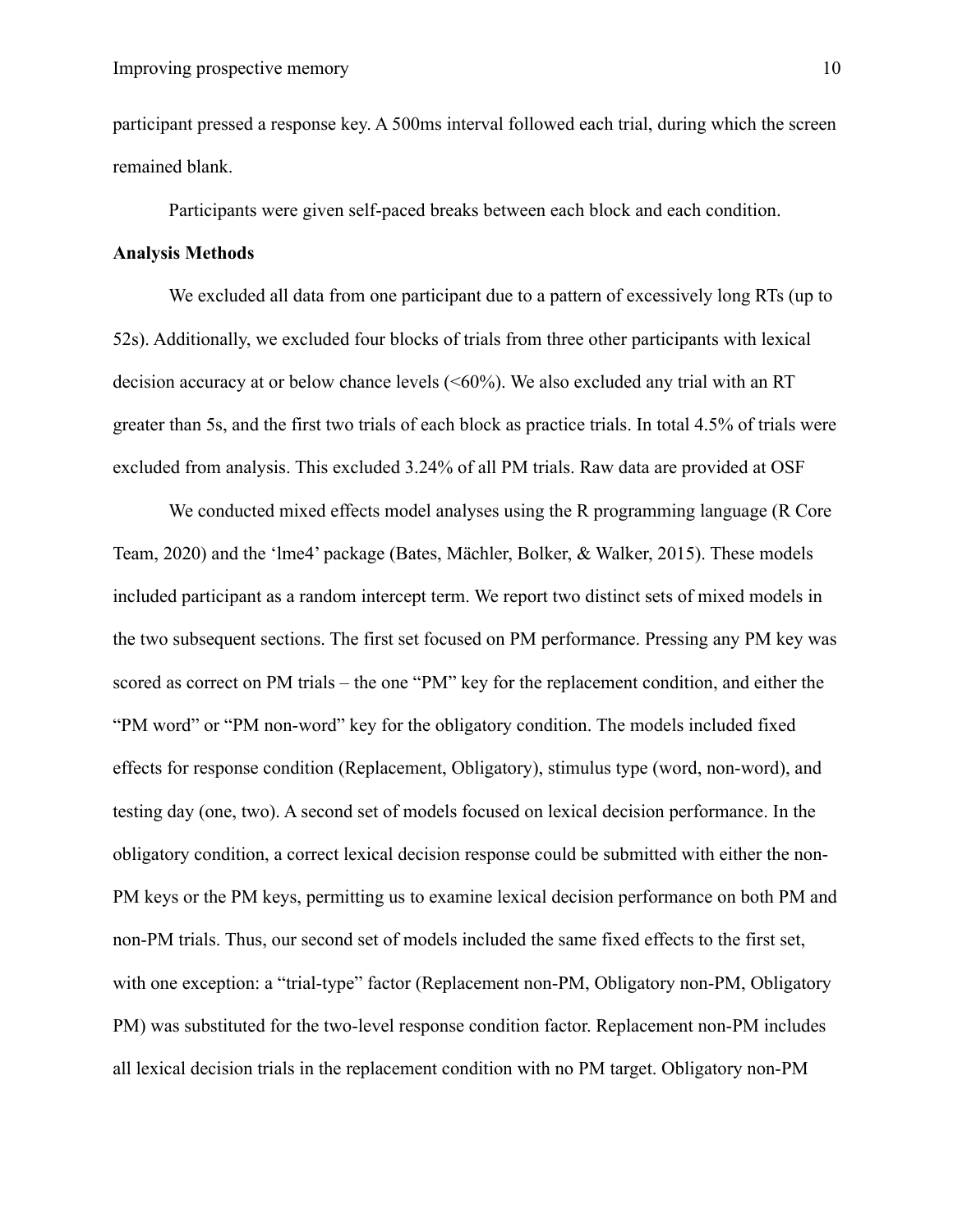participant pressed a response key. A 500ms interval followed each trial, during which the screen remained blank.

Participants were given self-paced breaks between each block and each condition.

**Analysis Methods**

We excluded all data from one participant due to a pattern of excessively long RTs (up to 52s). Additionally, we excluded four blocks of trials from three other participants with lexical decision accuracy at or below chance levels (<60%). We also excluded any trial with an RT greater than 5s, and the first two trials of each block as practice trials. In total 4.5% of trials were excluded from analysis. This excluded 3.24% of all PM trials. Raw data are provided at OSF

We conducted mixed effects model analyses using the R programming language (R Core Team, 2020) and the 'lme4' package (Bates, Mächler, Bolker, & Walker, 2015). These models included participant as a random intercept term. We report two distinct sets of mixed models in the two subsequent sections. The first set focused on PM performance. Pressing any PM key was scored as correct on PM trials – the one "PM" key for the replacement condition, and either the "PM word" or "PM non-word" key for the obligatory condition. The models included fixed effects for response condition (Replacement, Obligatory), stimulus type (word, non-word), and testing day (one, two). A second set of models focused on lexical decision performance. In the obligatory condition, a correct lexical decision response could be submitted with either the non-PM keys or the PM keys, permitting us to examine lexical decision performance on both PM and non-PM trials. Thus, our second set of models included the same fixed effects to the first set, with one exception: a "trial-type" factor (Replacement non-PM, Obligatory non-PM, Obligatory PM) was substituted for the two-level response condition factor. Replacement non-PM includes all lexical decision trials in the replacement condition with no PM target. Obligatory non-PM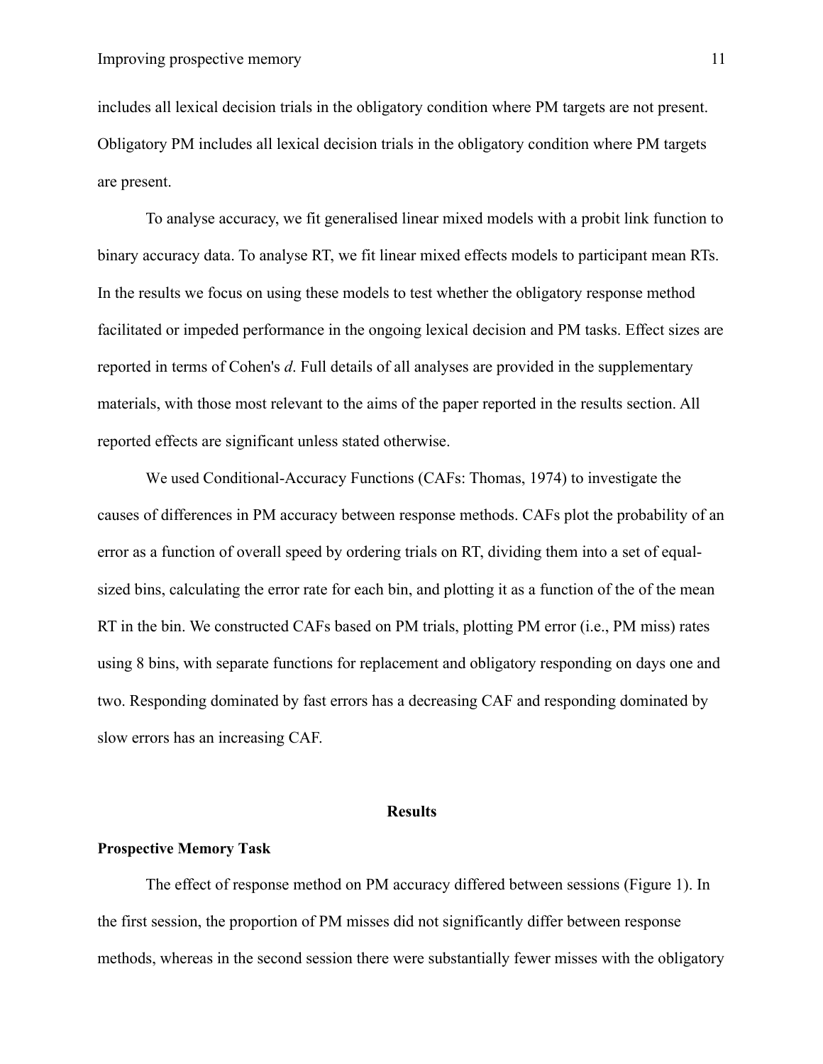includes all lexical decision trials in the obligatory condition where PM targets are not present. Obligatory PM includes all lexical decision trials in the obligatory condition where PM targets are present.

To analyse accuracy, we fit generalised linear mixed models with a probit link function to binary accuracy data. To analyse RT, we fit linear mixed effects models to participant mean RTs. In the results we focus on using these models to test whether the obligatory response method facilitated or impeded performance in the ongoing lexical decision and PM tasks. Effect sizes are reported in terms of Cohen's *d*. Full details of all analyses are provided in the supplementary materials, with those most relevant to the aims of the paper reported in the results section. All reported effects are significant unless stated otherwise.

We used Conditional-Accuracy Functions (CAFs: Thomas, 1974) to investigate the causes of differences in PM accuracy between response methods. CAFs plot the probability of an error as a function of overall speed by ordering trials on RT, dividing them into a set of equal-sized bins, calculating the error rate for each bin, and plotting it as a function of the of the mean RT in the bin. We constructed CAFs based on PM trials, plotting PM error (i.e., PM miss) rates using 8 bins, with separate functions for replacement and obligatory responding on days one and two. Responding dominated by fast errors has a decreasing CAF and responding dominated by slow errors has an increasing CAF.

## Results

### Prospective Memory Task

The effect of response method on PM accuracy differed between sessions (Figure 1). In the first session, the proportion of PM misses did not significantly differ between response methods, whereas in the second session there were substantially fewer misses with the obligatory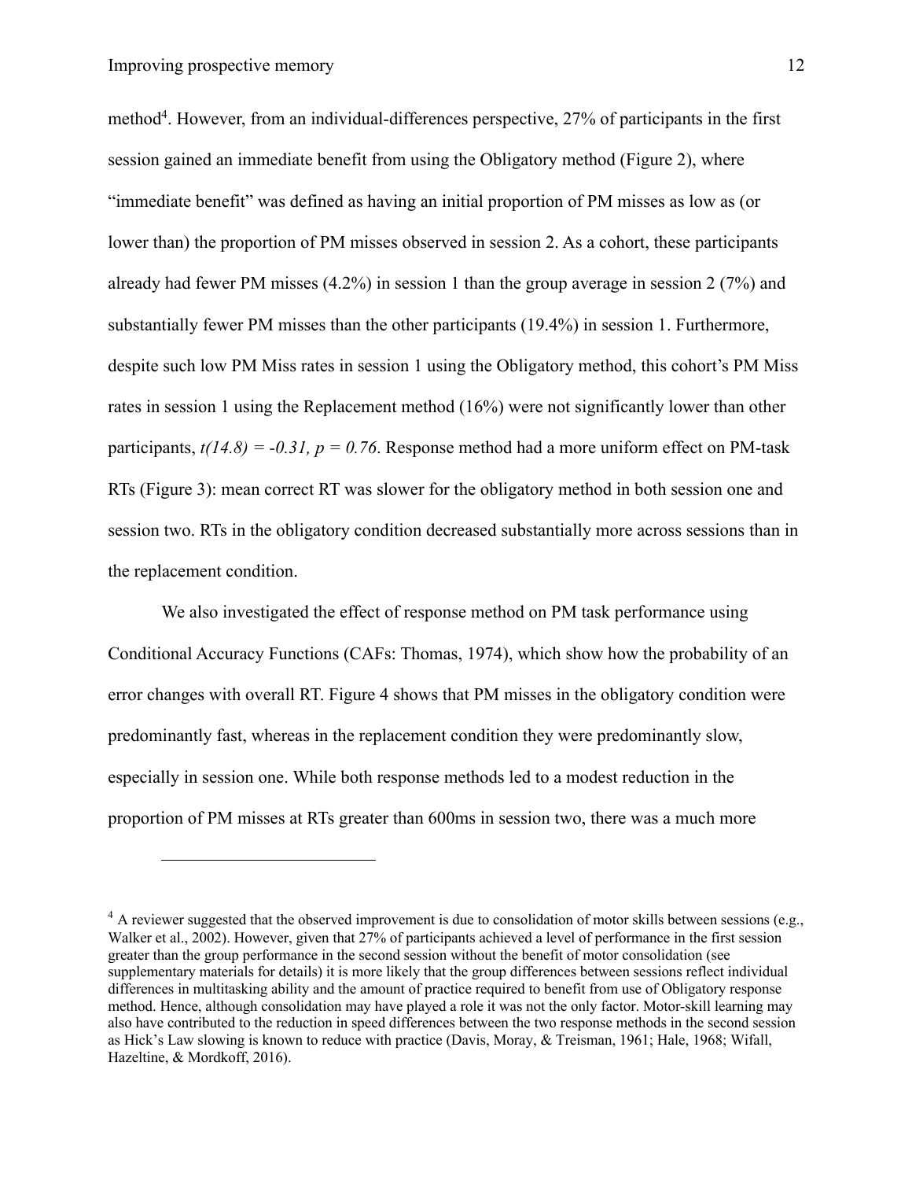method[4]. However, from an individual-differences perspective, 27% of participants in the first session gained an immediate benefit from using the Obligatory method (Figure 2), where "immediate benefit" was defined as having an initial proportion of PM misses as low as (or lower than) the proportion of PM misses observed in session 2. As a cohort, these participants already had fewer PM misses (4.2%) in session 1 than the group average in session 2 (7%) and substantially fewer PM misses than the other participants (19.4%) in session 1. Furthermore, despite such low PM Miss rates in session 1 using the Obligatory method, this cohort's PM Miss rates in session 1 using the Replacement method (16%) were not significantly lower than other participants, $t(14.8) = -0.31$, $p = 0.76$. Response method had a more uniform effect on PM-task RTs (Figure 3): mean correct RT was slower for the obligatory method in both session one and session two. RTs in the obligatory condition decreased substantially more across sessions than in the replacement condition.

We also investigated the effect of response method on PM task performance using Conditional Accuracy Functions (CAFs: Thomas, 1974), which show how the probability of an error changes with overall RT. Figure 4 shows that PM misses in the obligatory condition were predominantly fast, whereas in the replacement condition they were predominantly slow, especially in session one. While both response methods led to a modest reduction in the proportion of PM misses at RTs greater than 600ms in session two, there was a much more

---

[4] A reviewer suggested that the observed improvement is due to consolidation of motor skills between sessions (e.g., Walker et al., 2002). However, given that 27% of participants achieved a level of performance in the first session greater than the group performance in the second session without the benefit of motor consolidation (see supplementary materials for details) it is more likely that the group differences between sessions reflect individual differences in multitasking ability and the amount of practice required to benefit from use of Obligatory response method. Hence, although consolidation may have played a role it was not the only factor. Motor-skill learning may also have contributed to the reduction in speed differences between the two response methods in the second session as Hick's Law slowing is known to reduce with practice (Davis, Moray, & Treisman, 1961; Hale, 1968; Wifall, Hazeltine, & Mordkoff, 2016).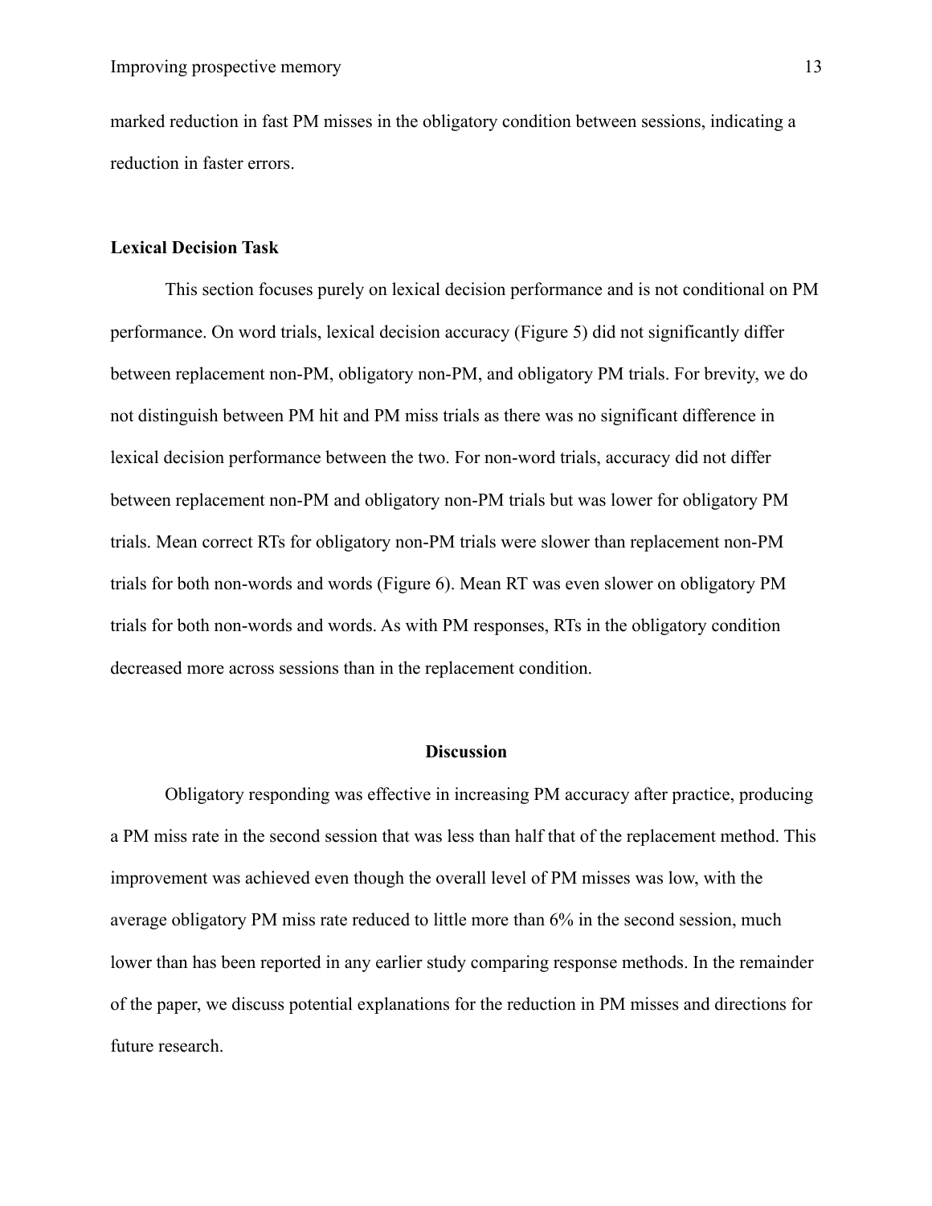marked reduction in fast PM misses in the obligatory condition between sessions, indicating a reduction in faster errors.

### Lexical Decision Task

This section focuses purely on lexical decision performance and is not conditional on PM performance. On word trials, lexical decision accuracy (Figure 5) did not significantly differ between replacement non-PM, obligatory non-PM, and obligatory PM trials. For brevity, we do not distinguish between PM hit and PM miss trials as there was no significant difference in lexical decision performance between the two. For non-word trials, accuracy did not differ between replacement non-PM and obligatory non-PM trials but was lower for obligatory PM trials. Mean correct RTs for obligatory non-PM trials were slower than replacement non-PM trials for both non-words and words (Figure 6). Mean RT was even slower on obligatory PM trials for both non-words and words. As with PM responses, RTs in the obligatory condition decreased more across sessions than in the replacement condition.

## Discussion

Obligatory responding was effective in increasing PM accuracy after practice, producing a PM miss rate in the second session that was less than half that of the replacement method. This improvement was achieved even though the overall level of PM misses was low, with the average obligatory PM miss rate reduced to little more than 6% in the second session, much lower than has been reported in any earlier study comparing response methods. In the remainder of the paper, we discuss potential explanations for the reduction in PM misses and directions for future research.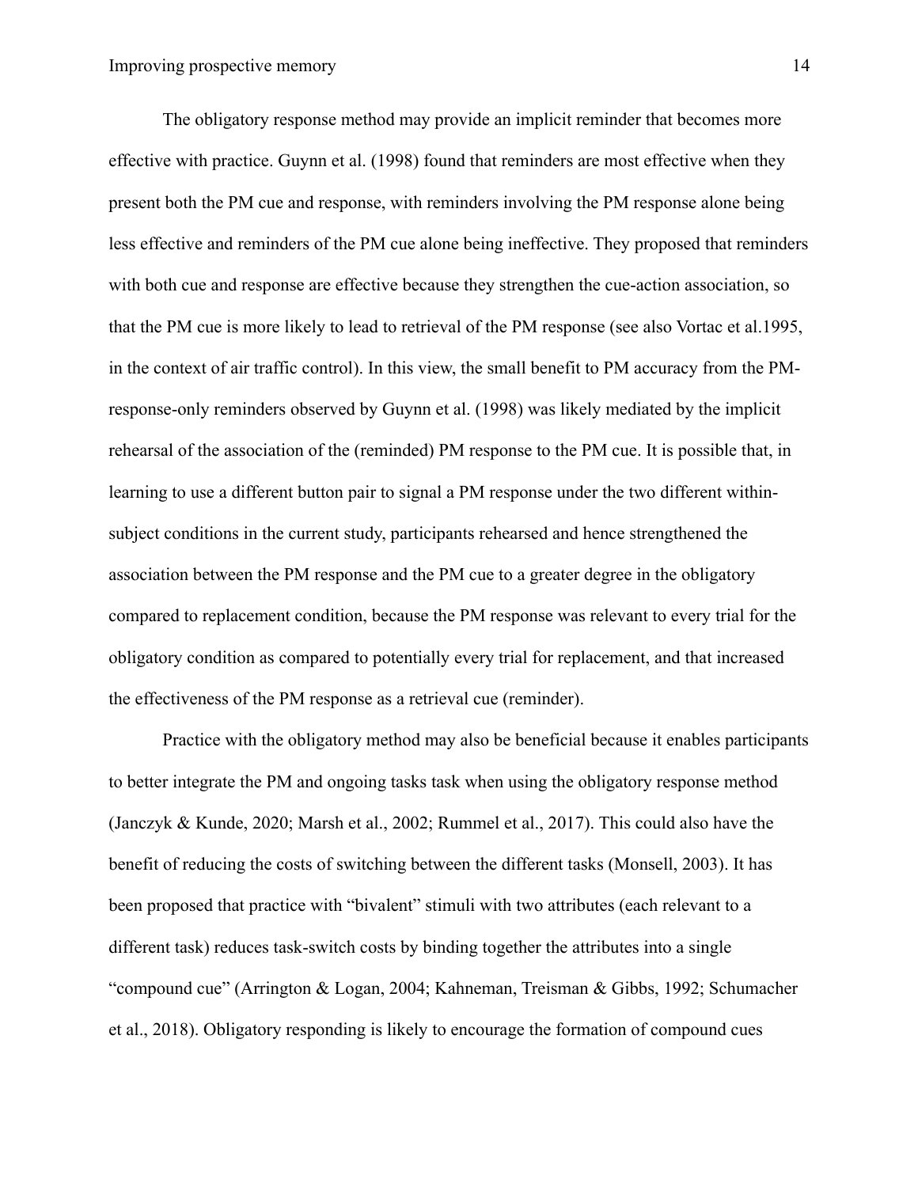The obligatory response method may provide an implicit reminder that becomes more effective with practice. Guynn et al. (1998) found that reminders are most effective when they present both the PM cue and response, with reminders involving the PM response alone being less effective and reminders of the PM cue alone being ineffective. They proposed that reminders with both cue and response are effective because they strengthen the cue-action association, so that the PM cue is more likely to lead to retrieval of the PM response (see also Vortac et al.1995, in the context of air traffic control). In this view, the small benefit to PM accuracy from the PM-response-only reminders observed by Guynn et al. (1998) was likely mediated by the implicit rehearsal of the association of the (reminded) PM response to the PM cue. It is possible that, in learning to use a different button pair to signal a PM response under the two different within-subject conditions in the current study, participants rehearsed and hence strengthened the association between the PM response and the PM cue to a greater degree in the obligatory compared to replacement condition, because the PM response was relevant to every trial for the obligatory condition as compared to potentially every trial for replacement, and that increased the effectiveness of the PM response as a retrieval cue (reminder).

Practice with the obligatory method may also be beneficial because it enables participants to better integrate the PM and ongoing tasks task when using the obligatory response method (Janczyk & Kunde, 2020; Marsh et al., 2002; Rummel et al., 2017). This could also have the benefit of reducing the costs of switching between the different tasks (Monsell, 2003). It has been proposed that practice with "bivalent" stimuli with two attributes (each relevant to a different task) reduces task-switch costs by binding together the attributes into a single "compound cue" (Arrington & Logan, 2004; Kahneman, Treisman & Gibbs, 1992; Schumacher et al., 2018). Obligatory responding is likely to encourage the formation of compound cues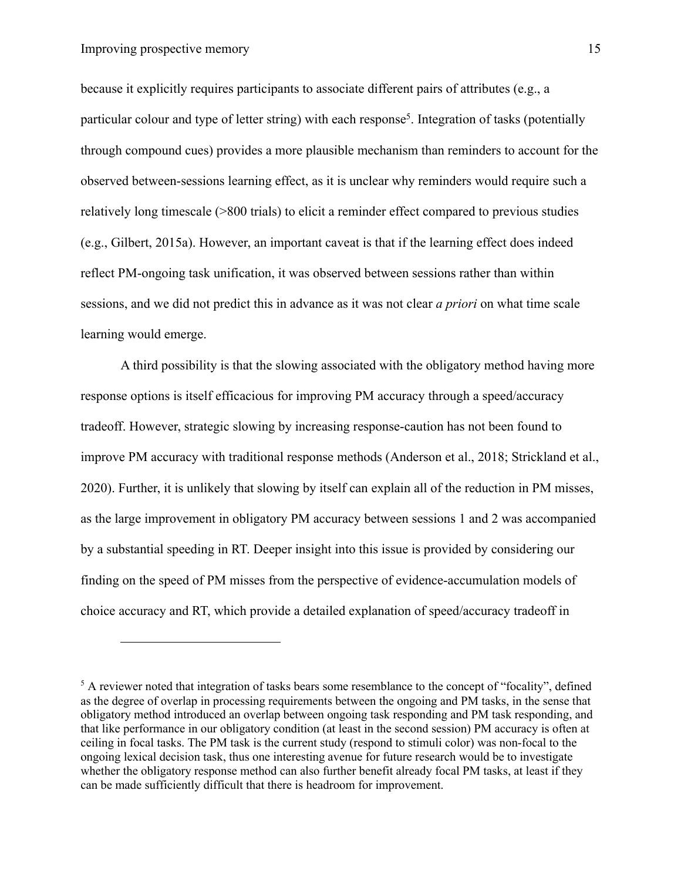because it explicitly requires participants to associate different pairs of attributes (e.g., a particular colour and type of letter string) with each response[5]. Integration of tasks (potentially through compound cues) provides a more plausible mechanism than reminders to account for the observed between-sessions learning effect, as it is unclear why reminders would require such a relatively long timescale (>800 trials) to elicit a reminder effect compared to previous studies (e.g., Gilbert, 2015a). However, an important caveat is that if the learning effect does indeed reflect PM-ongoing task unification, it was observed between sessions rather than within sessions, and we did not predict this in advance as it was not clear *a priori* on what time scale learning would emerge.

A third possibility is that the slowing associated with the obligatory method having more response options is itself efficacious for improving PM accuracy through a speed/accuracy tradeoff. However, strategic slowing by increasing response-caution has not been found to improve PM accuracy with traditional response methods (Anderson et al., 2018; Strickland et al., 2020). Further, it is unlikely that slowing by itself can explain all of the reduction in PM misses, as the large improvement in obligatory PM accuracy between sessions 1 and 2 was accompanied by a substantial speeding in RT. Deeper insight into this issue is provided by considering our finding on the speed of PM misses from the perspective of evidence-accumulation models of choice accuracy and RT, which provide a detailed explanation of speed/accuracy tradeoff in

---

[5] A reviewer noted that integration of tasks bears some resemblance to the concept of "focality", defined as the degree of overlap in processing requirements between the ongoing and PM tasks, in the sense that obligatory method introduced an overlap between ongoing task responding and PM task responding, and that like performance in our obligatory condition (at least in the second session) PM accuracy is often at ceiling in focal tasks. The PM task is the current study (respond to stimuli color) was non-focal to the ongoing lexical decision task, thus one interesting avenue for future research would be to investigate whether the obligatory response method can also further benefit already focal PM tasks, at least if they can be made sufficiently difficult that there is headroom for improvement.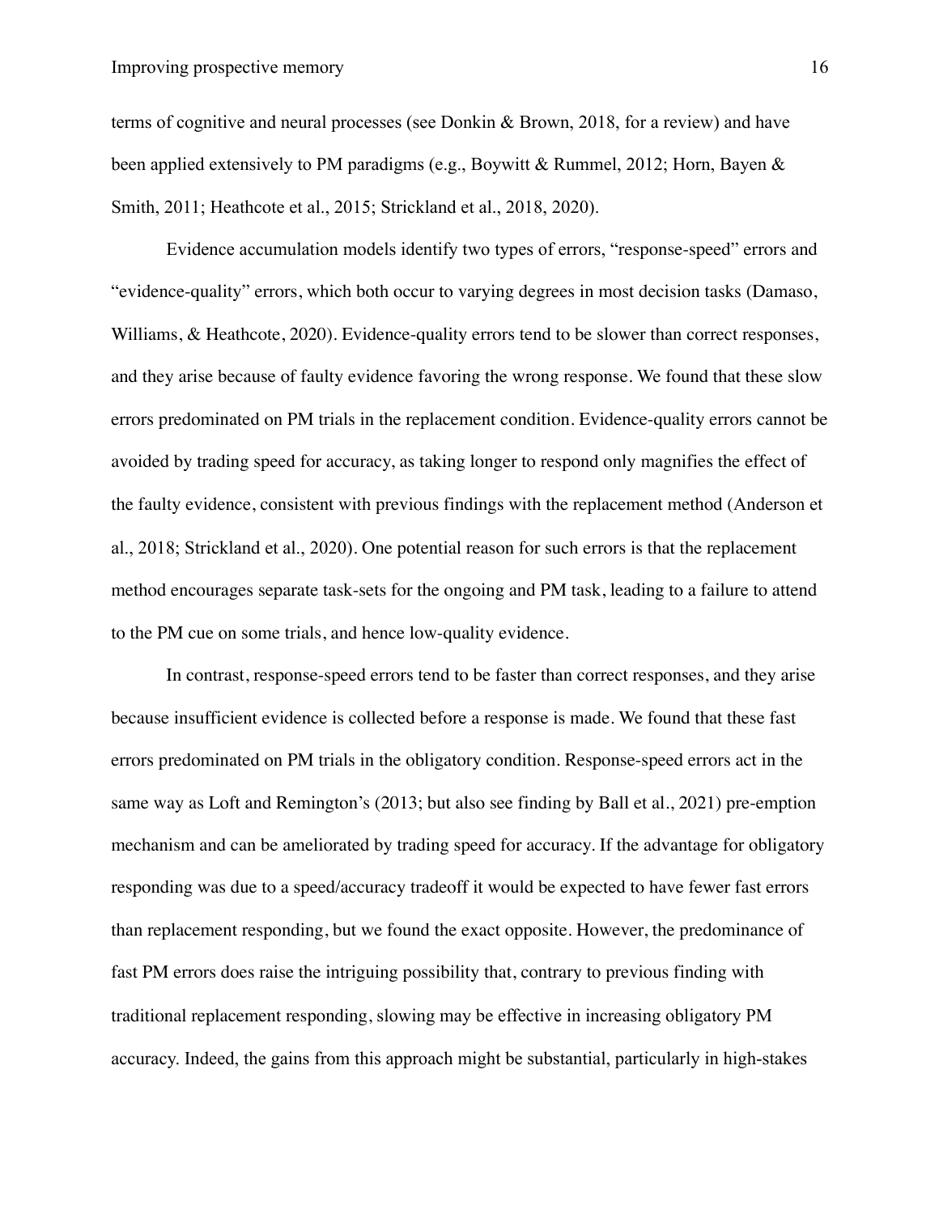terms of cognitive and neural processes (see Donkin & Brown, 2018, for a review) and have been applied extensively to PM paradigms (e.g., Boywitt & Rummel, 2012; Horn, Bayen & Smith, 2011; Heathcote et al., 2015; Strickland et al., 2018, 2020).

Evidence accumulation models identify two types of errors, "response-speed" errors and "evidence-quality" errors, which both occur to varying degrees in most decision tasks (Damaso, Williams, & Heathcote, 2020). Evidence-quality errors tend to be slower than correct responses, and they arise because of faulty evidence favoring the wrong response. We found that these slow errors predominated on PM trials in the replacement condition. Evidence-quality errors cannot be avoided by trading speed for accuracy, as taking longer to respond only magnifies the effect of the faulty evidence, consistent with previous findings with the replacement method (Anderson et al., 2018; Strickland et al., 2020). One potential reason for such errors is that the replacement method encourages separate task-sets for the ongoing and PM task, leading to a failure to attend to the PM cue on some trials, and hence low-quality evidence.

In contrast, response-speed errors tend to be faster than correct responses, and they arise because insufficient evidence is collected before a response is made. We found that these fast errors predominated on PM trials in the obligatory condition. Response-speed errors act in the same way as Loft and Remington's (2013; but also see finding by Ball et al., 2021) pre-emption mechanism and can be ameliorated by trading speed for accuracy. If the advantage for obligatory responding was due to a speed/accuracy tradeoff it would be expected to have fewer fast errors than replacement responding, but we found the exact opposite. However, the predominance of fast PM errors does raise the intriguing possibility that, contrary to previous finding with traditional replacement responding, slowing may be effective in increasing obligatory PM accuracy. Indeed, the gains from this approach might be substantial, particularly in high-stakes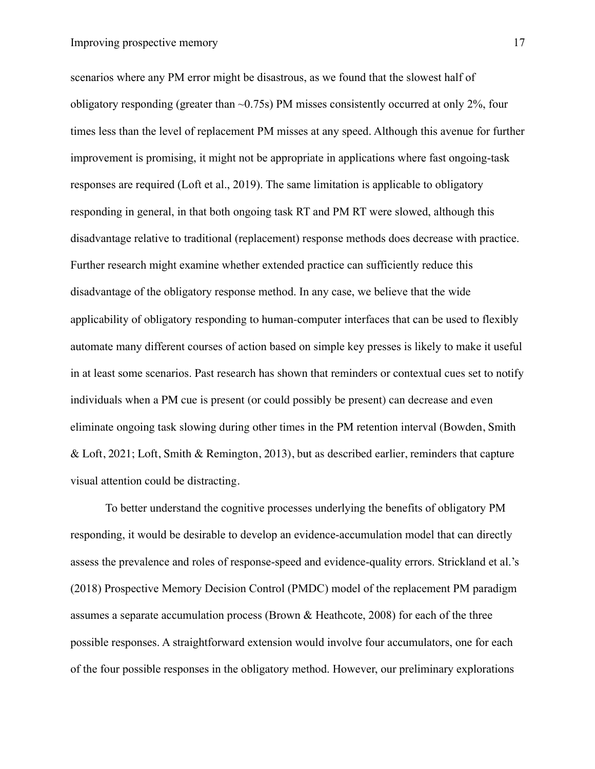scenarios where any PM error might be disastrous, as we found that the slowest half of obligatory responding (greater than ~0.75s) PM misses consistently occurred at only 2%, four times less than the level of replacement PM misses at any speed. Although this avenue for further improvement is promising, it might not be appropriate in applications where fast ongoing-task responses are required (Loft et al., 2019). The same limitation is applicable to obligatory responding in general, in that both ongoing task RT and PM RT were slowed, although this disadvantage relative to traditional (replacement) response methods does decrease with practice. Further research might examine whether extended practice can sufficiently reduce this disadvantage of the obligatory response method. In any case, we believe that the wide applicability of obligatory responding to human-computer interfaces that can be used to flexibly automate many different courses of action based on simple key presses is likely to make it useful in at least some scenarios. Past research has shown that reminders or contextual cues set to notify individuals when a PM cue is present (or could possibly be present) can decrease and even eliminate ongoing task slowing during other times in the PM retention interval (Bowden, Smith & Loft, 2021; Loft, Smith & Remington, 2013), but as described earlier, reminders that capture visual attention could be distracting.

To better understand the cognitive processes underlying the benefits of obligatory PM responding, it would be desirable to develop an evidence-accumulation model that can directly assess the prevalence and roles of response-speed and evidence-quality errors. Strickland et al.'s (2018) Prospective Memory Decision Control (PMDC) model of the replacement PM paradigm assumes a separate accumulation process (Brown & Heathcote, 2008) for each of the three possible responses. A straightforward extension would involve four accumulators, one for each of the four possible responses in the obligatory method. However, our preliminary explorations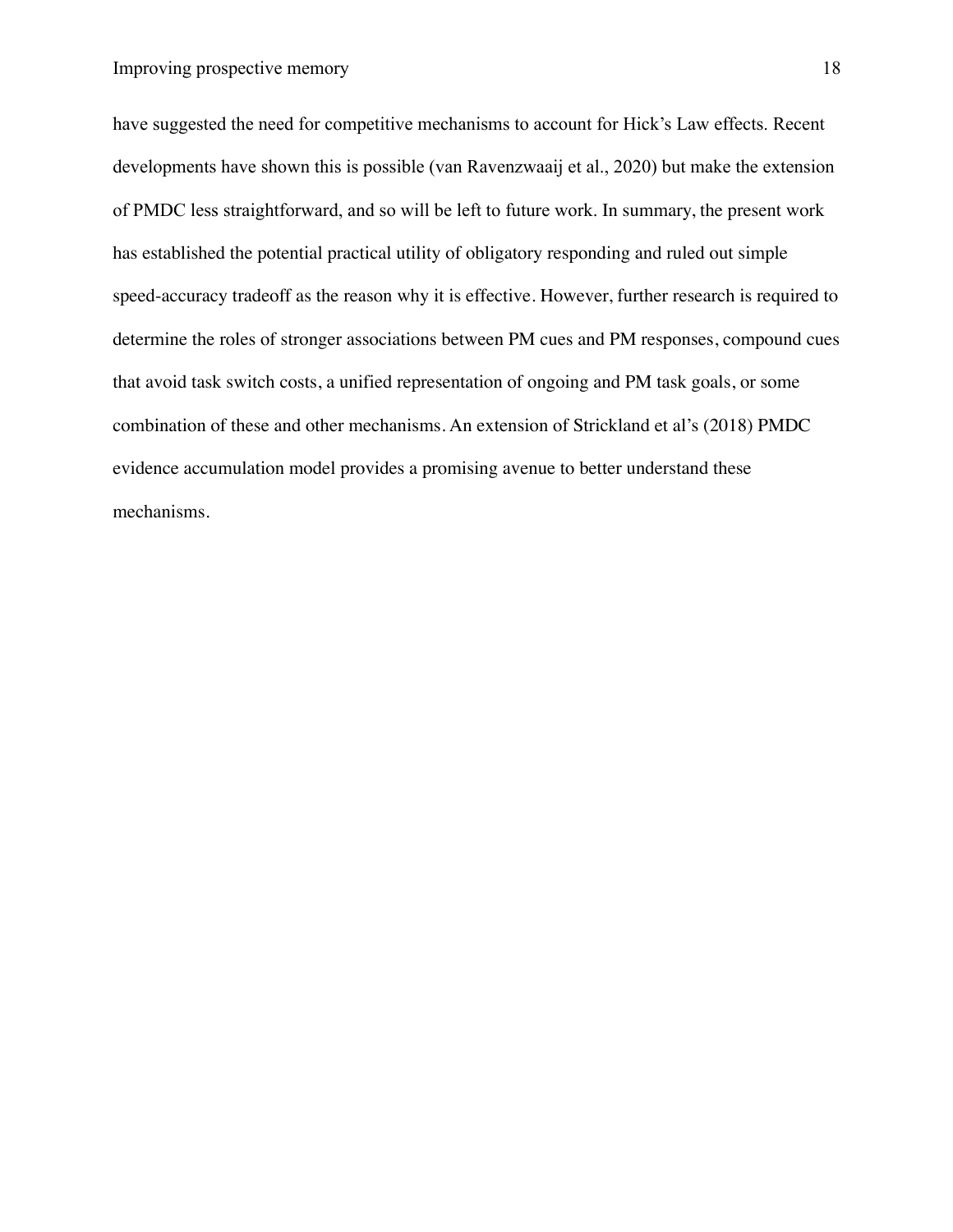have suggested the need for competitive mechanisms to account for Hick's Law effects. Recent developments have shown this is possible (van Ravenzwaaij et al., 2020) but make the extension of PMDC less straightforward, and so will be left to future work. In summary, the present work has established the potential practical utility of obligatory responding and ruled out simple speed-accuracy tradeoff as the reason why it is effective. However, further research is required to determine the roles of stronger associations between PM cues and PM responses, compound cues that avoid task switch costs, a unified representation of ongoing and PM task goals, or some combination of these and other mechanisms. An extension of Strickland et al's (2018) PMDC evidence accumulation model provides a promising avenue to better understand these mechanisms.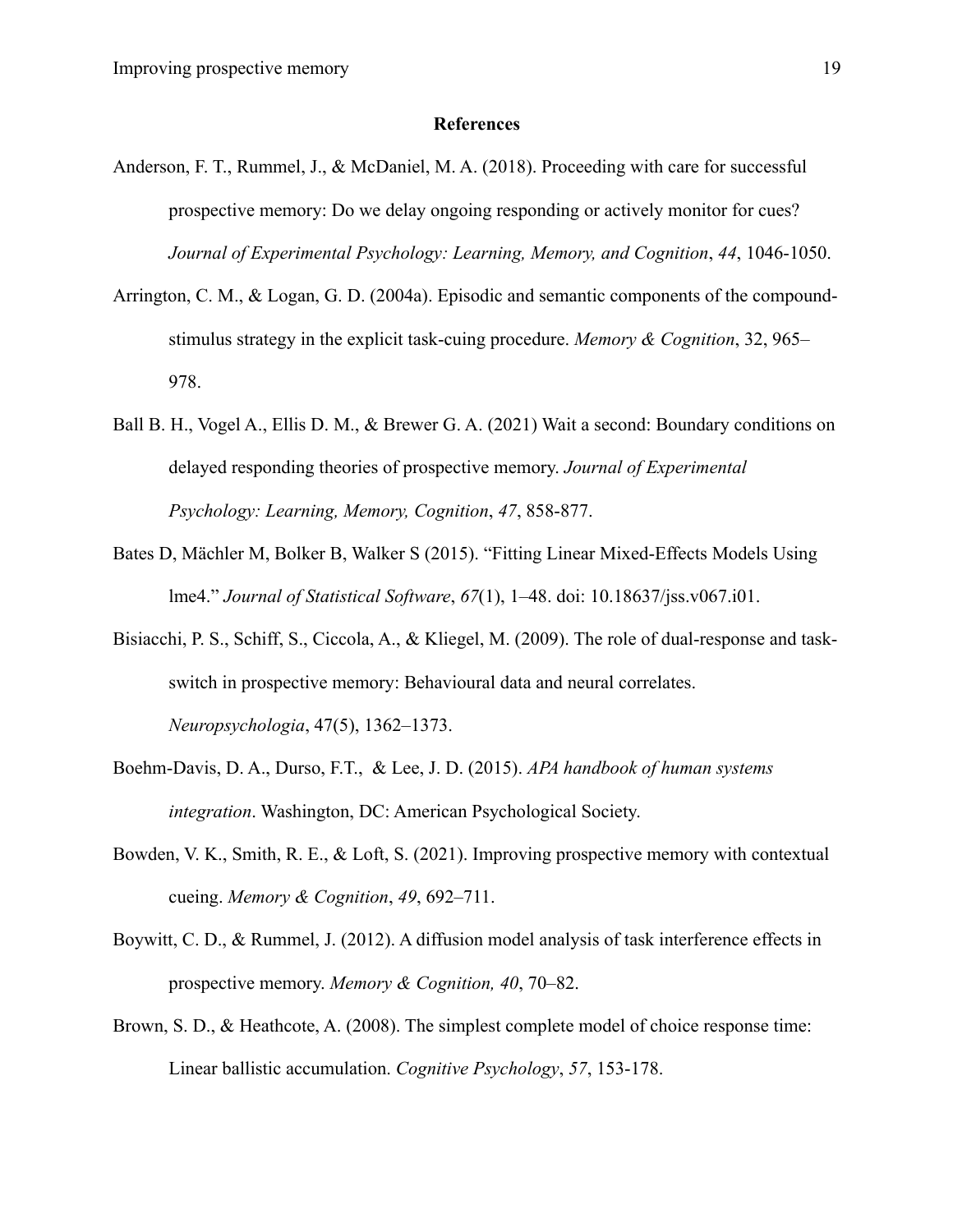**References**

Anderson, F. T., Rummel, J., & McDaniel, M. A. (2018). Proceeding with care for successful prospective memory: Do we delay ongoing responding or actively monitor for cues? *Journal of Experimental Psychology: Learning, Memory, and Cognition*, *44*, 1046-1050.

Arrington, C. M., & Logan, G. D. (2004a). Episodic and semantic components of the compound-stimulus strategy in the explicit task-cuing procedure. *Memory & Cognition*, 32, 965–978.

Ball B. H., Vogel A., Ellis D. M., & Brewer G. A. (2021) Wait a second: Boundary conditions on delayed responding theories of prospective memory. *Journal of Experimental Psychology: Learning, Memory, Cognition*, *47*, 858-877.

Bates D, Mächler M, Bolker B, Walker S (2015). "Fitting Linear Mixed-Effects Models Using lme4." *Journal of Statistical Software*, *67*(1), 1–48. doi: 10.18637/jss.v067.i01.

Bisiacchi, P. S., Schiff, S., Ciccola, A., & Kliegel, M. (2009). The role of dual-response and task-switch in prospective memory: Behavioural data and neural correlates. *Neuropsychologia*, 47(5), 1362–1373.

Boehm-Davis, D. A., Durso, F.T., & Lee, J. D. (2015). *APA handbook of human systems integration*. Washington, DC: American Psychological Society.

Bowden, V. K., Smith, R. E., & Loft, S. (2021). Improving prospective memory with contextual cueing. *Memory & Cognition*, *49*, 692–711.

Boywitt, C. D., & Rummel, J. (2012). A diffusion model analysis of task interference effects in prospective memory. *Memory & Cognition, 40*, 70–82.

Brown, S. D., & Heathcote, A. (2008). The simplest complete model of choice response time: Linear ballistic accumulation. *Cognitive Psychology*, *57*, 153-178.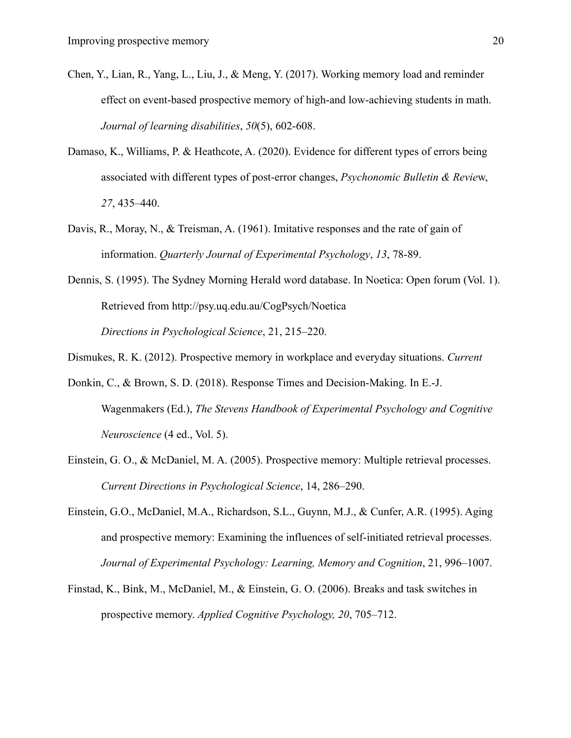Chen, Y., Lian, R., Yang, L., Liu, J., & Meng, Y. (2017). Working memory load and reminder effect on event-based prospective memory of high-and low-achieving students in math. *Journal of learning disabilities*, *50*(5), 602-608.

Damaso, K., Williams, P. & Heathcote, A. (2020). Evidence for different types of errors being associated with different types of post-error changes, *Psychonomic Bulletin & Review*, *27*, 435–440.

Davis, R., Moray, N., & Treisman, A. (1961). Imitative responses and the rate of gain of information. *Quarterly Journal of Experimental Psychology*, *13*, 78-89.

Dennis, S. (1995). The Sydney Morning Herald word database. In Noetica: Open forum (Vol. 1). Retrieved from http://psy.uq.edu.au/CogPsych/Noetica *Directions in Psychological Science*, 21, 215–220.

Dismukes, R. K. (2012). Prospective memory in workplace and everyday situations. *Current*

Donkin, C., & Brown, S. D. (2018). Response Times and Decision-Making. In E.-J. Wagenmakers (Ed.), *The Stevens Handbook of Experimental Psychology and Cognitive Neuroscience* (4 ed., Vol. 5).

Einstein, G. O., & McDaniel, M. A. (2005). Prospective memory: Multiple retrieval processes. *Current Directions in Psychological Science*, 14, 286–290.

Einstein, G.O., McDaniel, M.A., Richardson, S.L., Guynn, M.J., & Cunfer, A.R. (1995). Aging and prospective memory: Examining the influences of self-initiated retrieval processes. *Journal of Experimental Psychology: Learning, Memory and Cognition*, 21, 996–1007.

Finstad, K., Bink, M., McDaniel, M., & Einstein, G. O. (2006). Breaks and task switches in prospective memory. *Applied Cognitive Psychology, 20*, 705–712.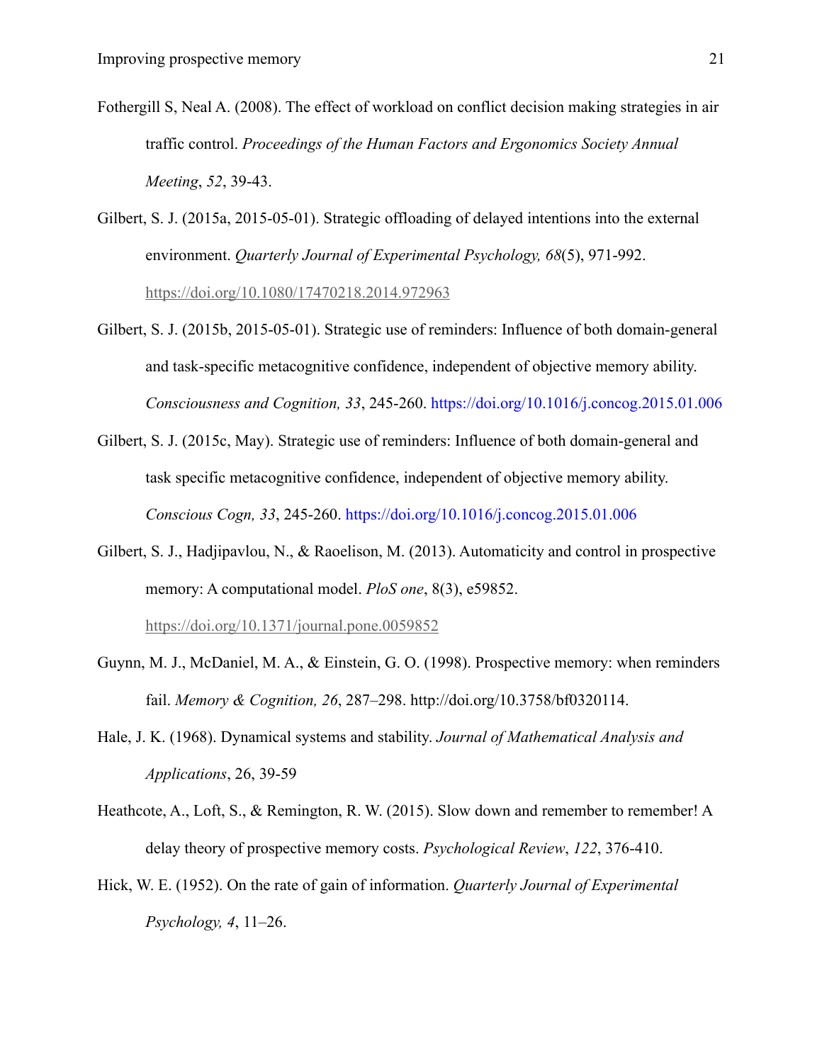Fothergill S, Neal A. (2008). The effect of workload on conflict decision making strategies in air traffic control. *Proceedings of the Human Factors and Ergonomics Society Annual Meeting*, *52*, 39-43.

Gilbert, S. J. (2015a, 2015-05-01). Strategic offloading of delayed intentions into the external environment. *Quarterly Journal of Experimental Psychology, 68*(5), 971-992. https://doi.org/10.1080/17470218.2014.972963

Gilbert, S. J. (2015b, 2015-05-01). Strategic use of reminders: Influence of both domain-general and task-specific metacognitive confidence, independent of objective memory ability. *Consciousness and Cognition, 33*, 245-260. https://doi.org/10.1016/j.concog.2015.01.006

Gilbert, S. J. (2015c, May). Strategic use of reminders: Influence of both domain-general and task specific metacognitive confidence, independent of objective memory ability. *Conscious Cogn, 33*, 245-260. https://doi.org/10.1016/j.concog.2015.01.006

Gilbert, S. J., Hadjipavlou, N., & Raoelison, M. (2013). Automaticity and control in prospective memory: A computational model. *PloS one*, 8(3), e59852. https://doi.org/10.1371/journal.pone.0059852

Guynn, M. J., McDaniel, M. A., & Einstein, G. O. (1998). Prospective memory: when reminders fail. *Memory & Cognition, 26*, 287–298. http://doi.org/10.3758/bf0320114.

Hale, J. K. (1968). Dynamical systems and stability. *Journal of Mathematical Analysis and Applications*, 26, 39-59

Heathcote, A., Loft, S., & Remington, R. W. (2015). Slow down and remember to remember! A delay theory of prospective memory costs. *Psychological Review*, *122*, 376-410.

Hick, W. E. (1952). On the rate of gain of information. *Quarterly Journal of Experimental Psychology, 4*, 11–26.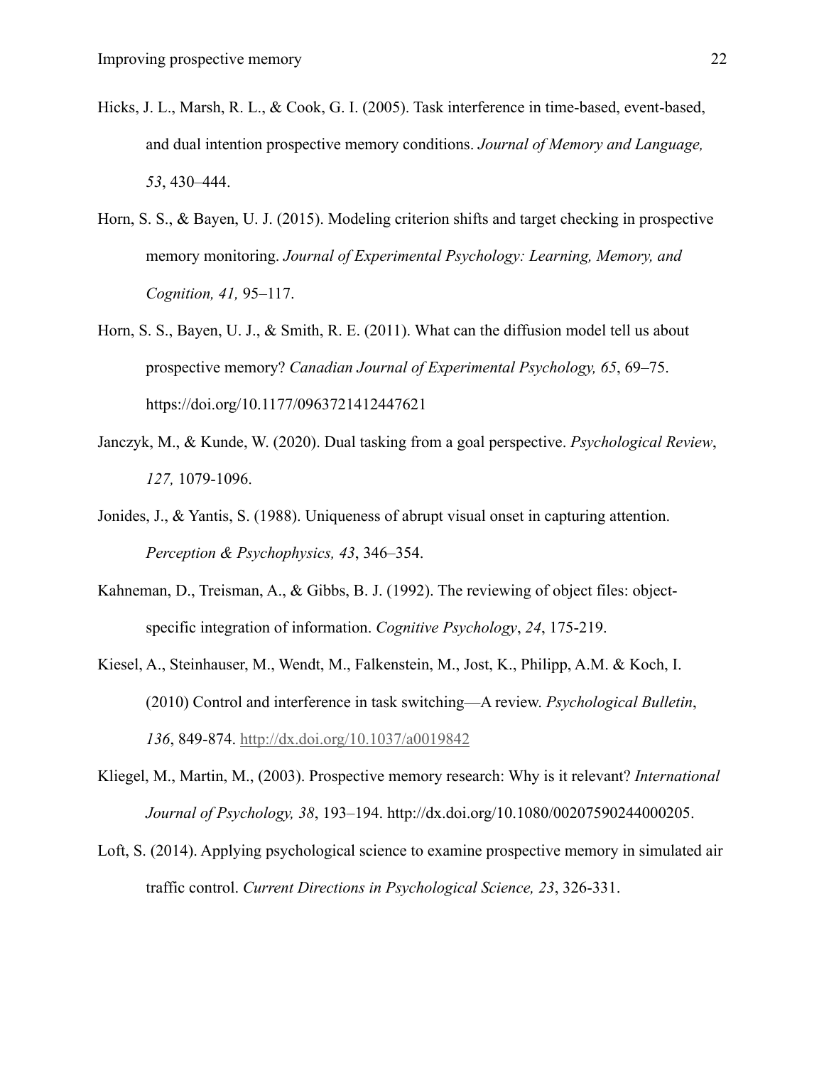Hicks, J. L., Marsh, R. L., & Cook, G. I. (2005). Task interference in time-based, event-based, and dual intention prospective memory conditions. *Journal of Memory and Language, 53*, 430–444.

Horn, S. S., & Bayen, U. J. (2015). Modeling criterion shifts and target checking in prospective memory monitoring. *Journal of Experimental Psychology: Learning, Memory, and Cognition, 41,* 95–117.

Horn, S. S., Bayen, U. J., & Smith, R. E. (2011). What can the diffusion model tell us about prospective memory? *Canadian Journal of Experimental Psychology, 65*, 69–75. https://doi.org/10.1177/0963721412447621

Janczyk, M., & Kunde, W. (2020). Dual tasking from a goal perspective. *Psychological Review*, *127,* 1079-1096.

Jonides, J., & Yantis, S. (1988). Uniqueness of abrupt visual onset in capturing attention. *Perception & Psychophysics, 43*, 346–354.

Kahneman, D., Treisman, A., & Gibbs, B. J. (1992). The reviewing of object files: object-specific integration of information. *Cognitive Psychology*, *24*, 175-219.

Kiesel, A., Steinhauser, M., Wendt, M., Falkenstein, M., Jost, K., Philipp, A.M. & Koch, I. (2010) Control and interference in task switching—A review. *Psychological Bulletin*, *136*, 849-874. http://dx.doi.org/10.1037/a0019842

Kliegel, M., Martin, M., (2003). Prospective memory research: Why is it relevant? *International Journal of Psychology, 38*, 193–194. http://dx.doi.org/10.1080/00207590244000205.

Loft, S. (2014). Applying psychological science to examine prospective memory in simulated air traffic control. *Current Directions in Psychological Science, 23*, 326-331.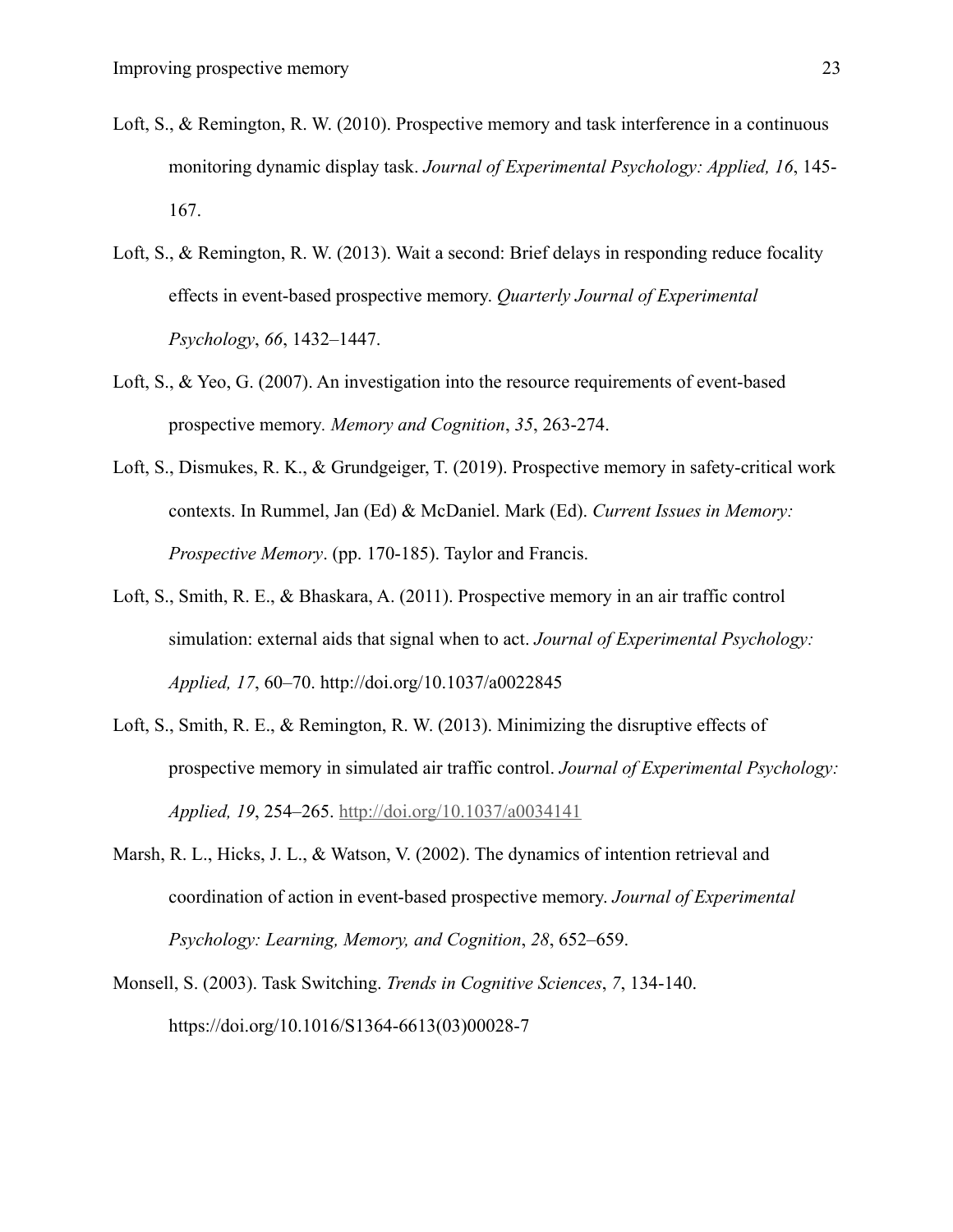Loft, S., & Remington, R. W. (2010). Prospective memory and task interference in a continuous monitoring dynamic display task. *Journal of Experimental Psychology: Applied, 16*, 145-167.

Loft, S., & Remington, R. W. (2013). Wait a second: Brief delays in responding reduce focality effects in event-based prospective memory. *Quarterly Journal of Experimental Psychology*, *66*, 1432–1447.

Loft, S., & Yeo, G. (2007). An investigation into the resource requirements of event-based prospective memory*. Memory and Cognition*, *35*, 263-274.

Loft, S., Dismukes, R. K., & Grundgeiger, T. (2019). Prospective memory in safety-critical work contexts. In Rummel, Jan (Ed) & McDaniel. Mark (Ed). *Current Issues in Memory: Prospective Memory*. (pp. 170-185). Taylor and Francis.

Loft, S., Smith, R. E., & Bhaskara, A. (2011). Prospective memory in an air traffic control simulation: external aids that signal when to act. *Journal of Experimental Psychology: Applied, 17*, 60–70. http://doi.org/10.1037/a0022845

Loft, S., Smith, R. E., & Remington, R. W. (2013). Minimizing the disruptive effects of prospective memory in simulated air traffic control. *Journal of Experimental Psychology: Applied, 19*, 254–265. http://doi.org/10.1037/a0034141

Marsh, R. L., Hicks, J. L., & Watson, V. (2002). The dynamics of intention retrieval and coordination of action in event-based prospective memory. *Journal of Experimental Psychology: Learning, Memory, and Cognition*, *28*, 652–659.

Monsell, S. (2003). Task Switching. *Trends in Cognitive Sciences*, *7*, 134-140. https://doi.org/10.1016/S1364-6613(03)00028-7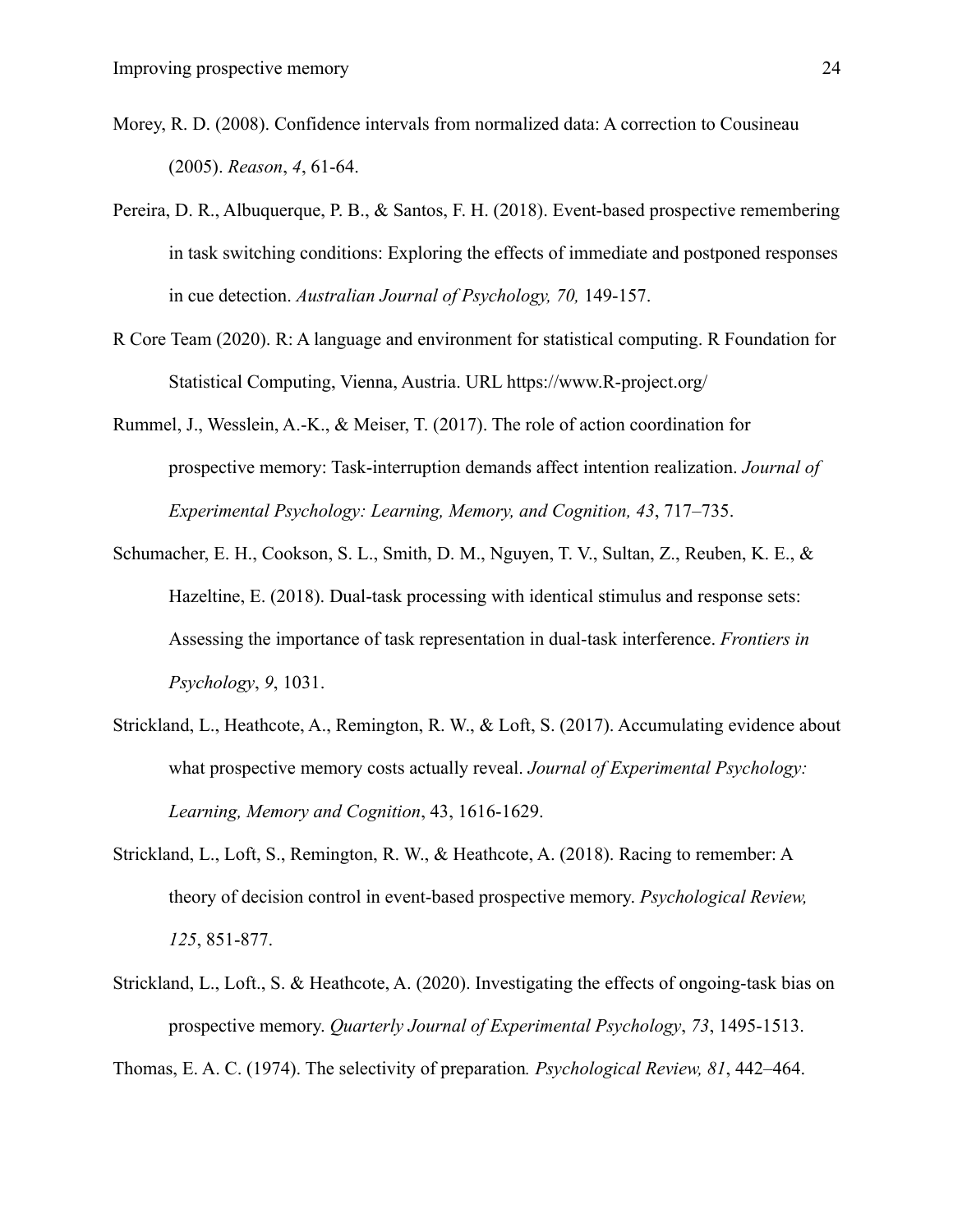Morey, R. D. (2008). Confidence intervals from normalized data: A correction to Cousineau (2005). *Reason*, *4*, 61-64.

Pereira, D. R., Albuquerque, P. B., & Santos, F. H. (2018). Event-based prospective remembering in task switching conditions: Exploring the effects of immediate and postponed responses in cue detection. *Australian Journal of Psychology, 70,* 149-157.

R Core Team (2020). R: A language and environment for statistical computing. R Foundation for Statistical Computing, Vienna, Austria. URL https://www.R-project.org/

Rummel, J., Wesslein, A.-K., & Meiser, T. (2017). The role of action coordination for prospective memory: Task-interruption demands affect intention realization. *Journal of Experimental Psychology: Learning, Memory, and Cognition, 43*, 717–735.

Schumacher, E. H., Cookson, S. L., Smith, D. M., Nguyen, T. V., Sultan, Z., Reuben, K. E., & Hazeltine, E. (2018). Dual-task processing with identical stimulus and response sets: Assessing the importance of task representation in dual-task interference. *Frontiers in Psychology*, *9*, 1031.

Strickland, L., Heathcote, A., Remington, R. W., & Loft, S. (2017). Accumulating evidence about what prospective memory costs actually reveal. *Journal of Experimental Psychology: Learning, Memory and Cognition*, 43, 1616-1629.

Strickland, L., Loft, S., Remington, R. W., & Heathcote, A. (2018). Racing to remember: A theory of decision control in event-based prospective memory. *Psychological Review, 125*, 851-877.

Strickland, L., Loft., S. & Heathcote, A. (2020). Investigating the effects of ongoing-task bias on prospective memory. *Quarterly Journal of Experimental Psychology*, *73*, 1495-1513.

Thomas, E. A. C. (1974). The selectivity of preparation*. Psychological Review, 81*, 442–464.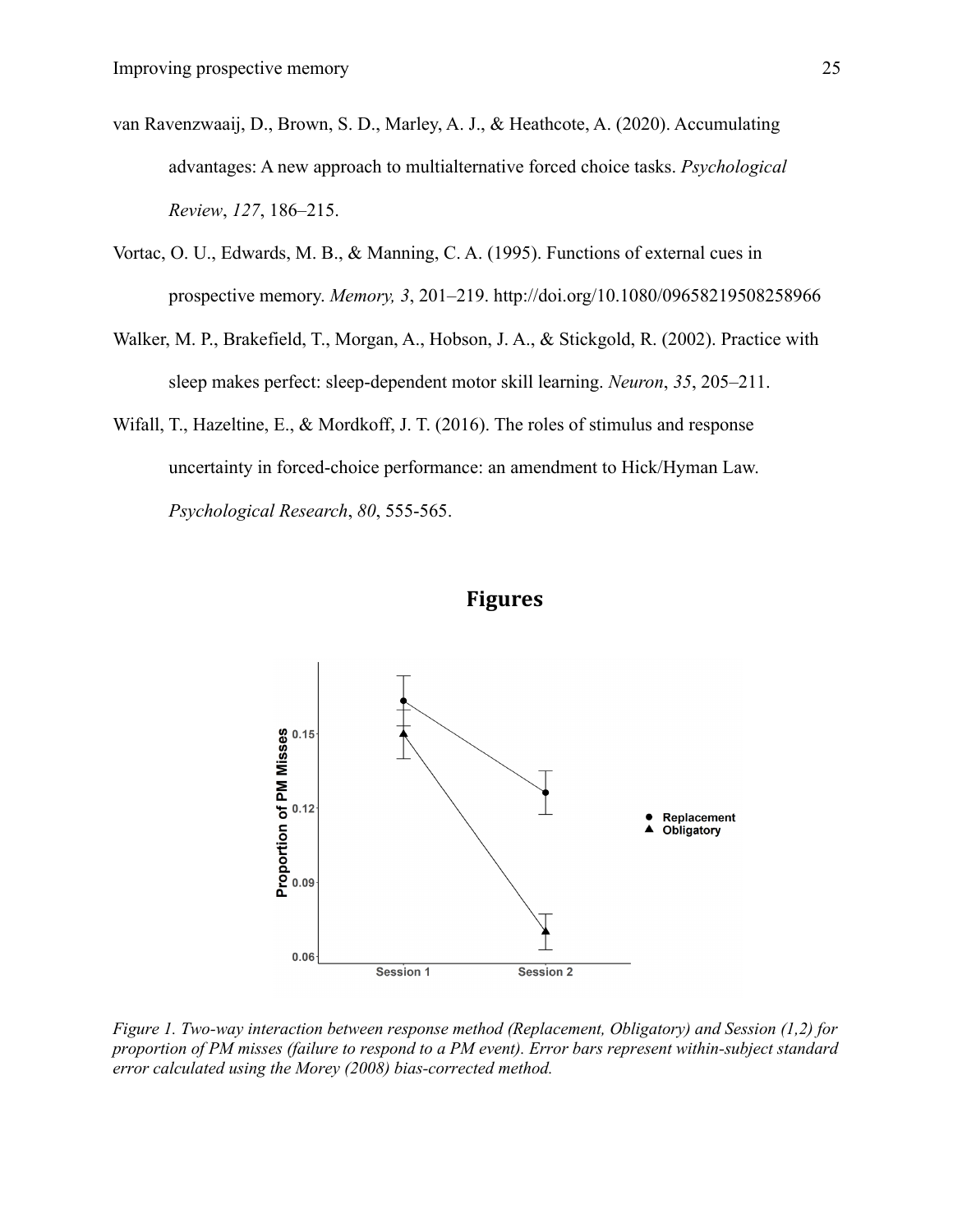van Ravenzwaaij, D., Brown, S. D., Marley, A. J., & Heathcote, A. (2020). Accumulating advantages: A new approach to multialternative forced choice tasks. *Psychological Review*, *127*, 186–215.

Vortac, O. U., Edwards, M. B., & Manning, C. A. (1995). Functions of external cues in prospective memory. *Memory, 3*, 201–219. http://doi.org/10.1080/09658219508258966

Walker, M. P., Brakefield, T., Morgan, A., Hobson, J. A., & Stickgold, R. (2002). Practice with sleep makes perfect: sleep-dependent motor skill learning. *Neuron*, *35*, 205–211.

Wifall, T., Hazeltine, E., & Mordkoff, J. T. (2016). The roles of stimulus and response uncertainty in forced-choice performance: an amendment to Hick/Hyman Law. *Psychological Research*, *80*, 555-565.

# Figures

*Figure 1. Two-way interaction between response method (Replacement, Obligatory) and Session (1,2) for proportion of PM misses (failure to respond to a PM event). Error bars represent within-subject standard error calculated using the Morey (2008) bias-corrected method.*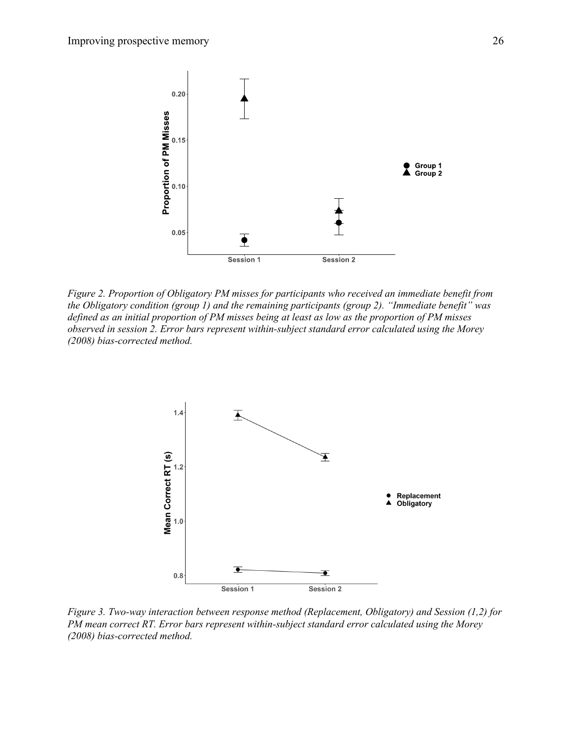*Figure 2. Proportion of Obligatory PM misses for participants who received an immediate benefit from the Obligatory condition (group 1) and the remaining participants (group 2). "Immediate benefit" was defined as an initial proportion of PM misses being at least as low as the proportion of PM misses observed in session 2. Error bars represent within-subject standard error calculated using the Morey (2008) bias-corrected method.*

*Figure 3. Two-way interaction between response method (Replacement, Obligatory) and Session (1,2) for PM mean correct RT. Error bars represent within-subject standard error calculated using the Morey (2008) bias-corrected method.*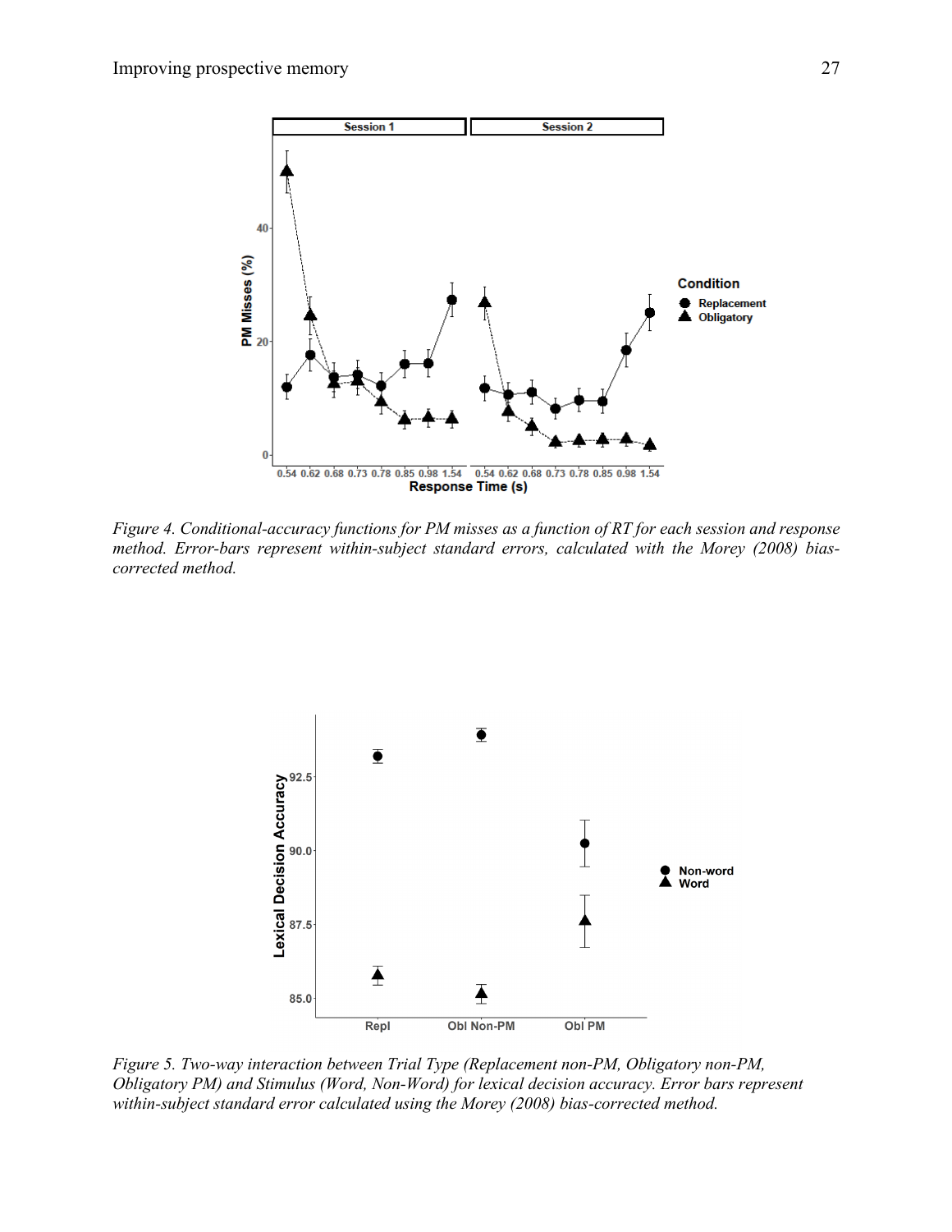*Figure 4. Conditional-accuracy functions for PM misses as a function of RT for each session and response method. Error-bars represent within-subject standard errors, calculated with the Morey (2008) bias-corrected method.*

*Figure 5. Two-way interaction between Trial Type (Replacement non-PM, Obligatory non-PM, Obligatory PM) and Stimulus (Word, Non-Word) for lexical decision accuracy. Error bars represent within-subject standard error calculated using the Morey (2008) bias-corrected method.*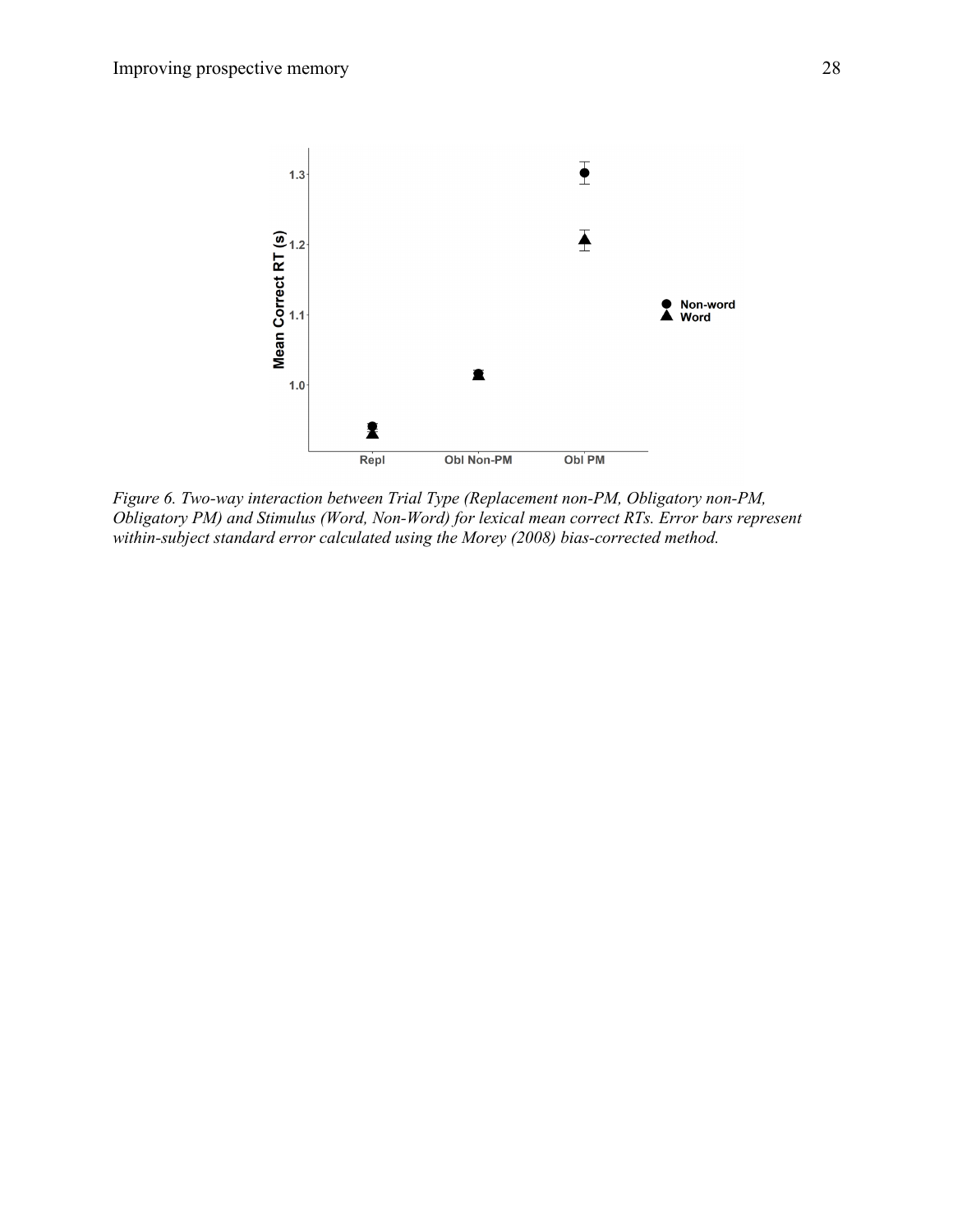Mean Correct RT (s)

1.3

1.2

1.1

1.0

Repl

Obl Non-PM

Obl PM

Non-word

Word

*Figure 6. Two-way interaction between Trial Type (Replacement non-PM, Obligatory non-PM, Obligatory PM) and Stimulus (Word, Non-Word) for lexical mean correct RTs. Error bars represent within-subject standard error calculated using the Morey (2008) bias-corrected method.*